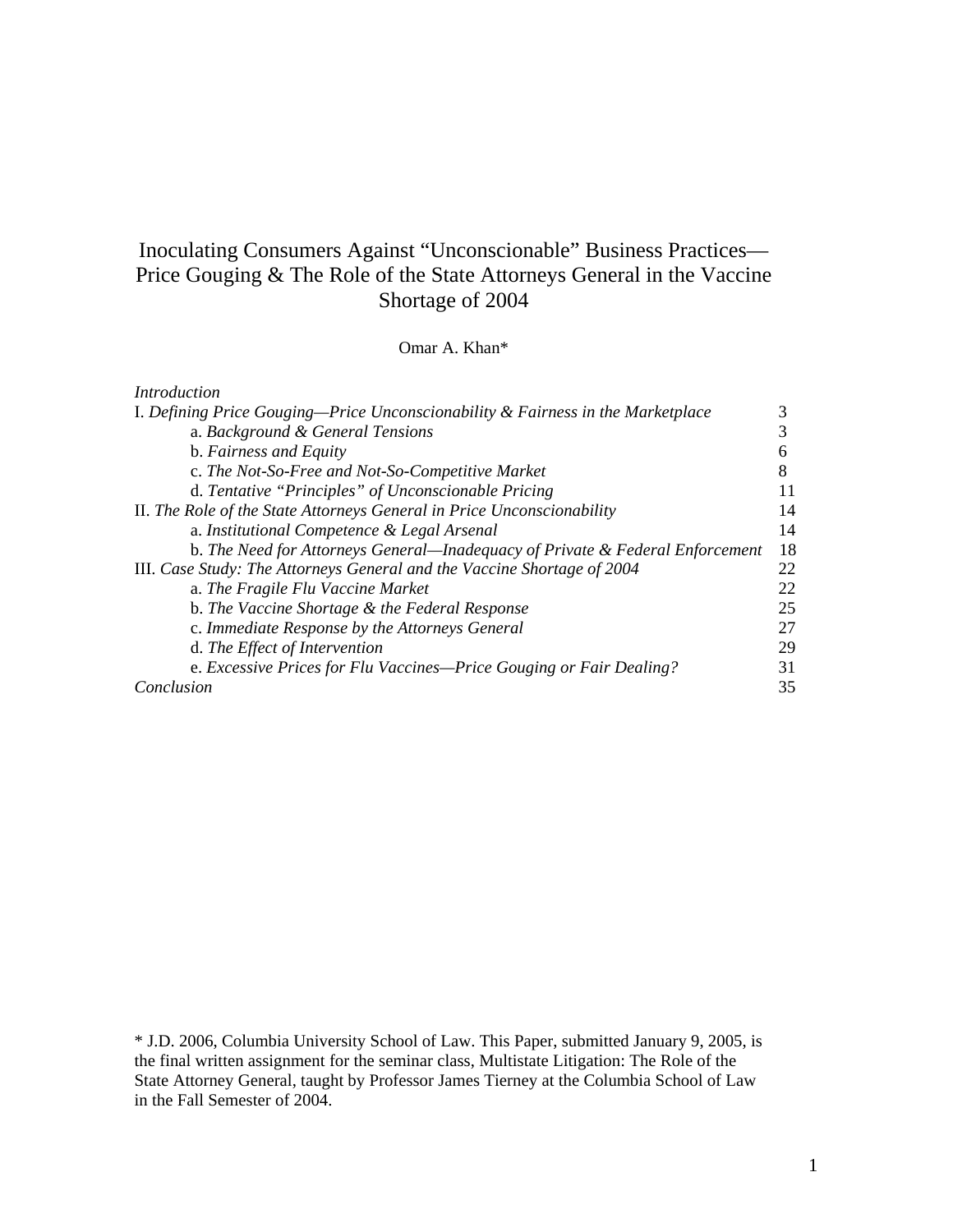# Inoculating Consumers Against "Unconscionable" Business Practices—Price Gouging & The Role of the State Attorneys General in the Vaccine Shortage of 2004

Omar A. Khan*

| | |
|---|---|
| *Introduction* | |
| I. *Defining Price Gouging—Price Unconscionability & Fairness in the Marketplace* | 3 |
| a. *Background & General Tensions* | 3 |
| b. *Fairness and Equity* | 6 |
| c. *The Not-So-Free and Not-So-Competitive Market* | 8 |
| d. *Tentative "Principles" of Unconscionable Pricing* | 11 |
| II. *The Role of the State Attorneys General in Price Unconscionability* | 14 |
| a. *Institutional Competence & Legal Arsenal* | 14 |
| b. *The Need for Attorneys General—Inadequacy of Private & Federal Enforcement* | 18 |
| III. *Case Study: The Attorneys General and the Vaccine Shortage of 2004* | 22 |
| a. *The Fragile Flu Vaccine Market* | 22 |
| b. *The Vaccine Shortage & the Federal Response* | 25 |
| c. *Immediate Response by the Attorneys General* | 27 |
| d. *The Effect of Intervention* | 29 |
| e. *Excessive Prices for Flu Vaccines—Price Gouging or Fair Dealing?* | 31 |
| *Conclusion* | 35 |

* J.D. 2006, Columbia University School of Law. This Paper, submitted January 9, 2005, is the final written assignment for the seminar class, Multistate Litigation: The Role of the State Attorney General, taught by Professor James Tierney at the Columbia School of Law in the Fall Semester of 2004.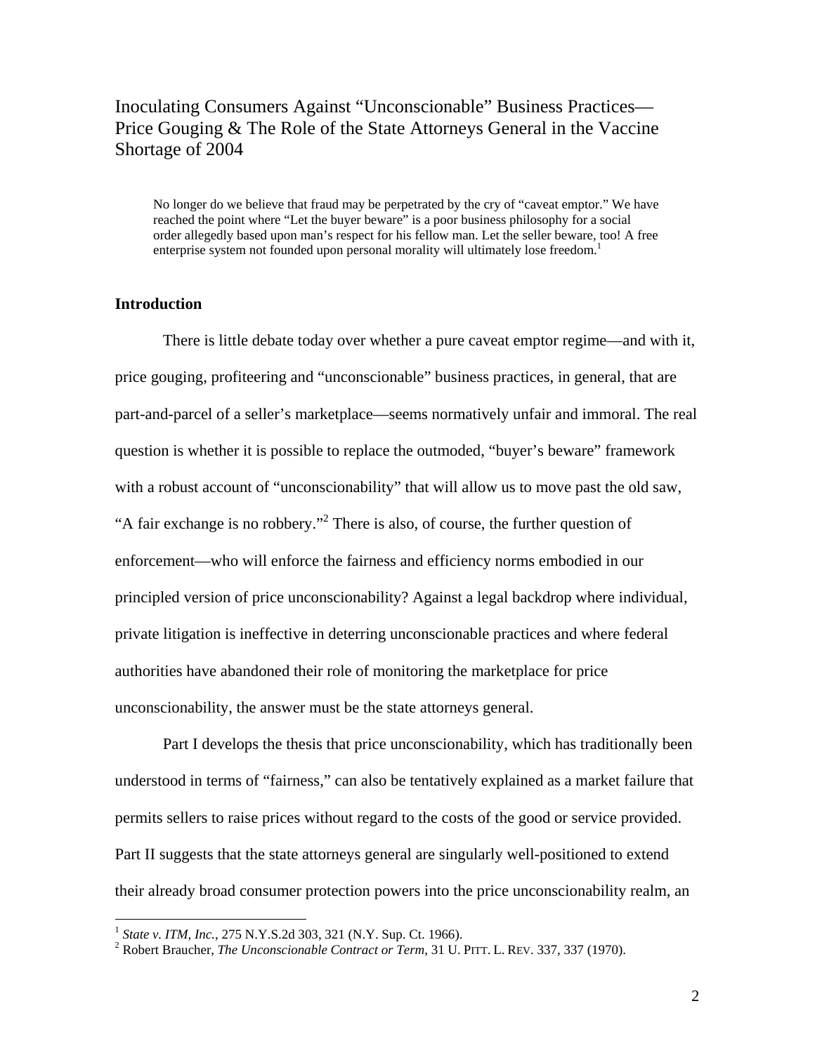# Inoculating Consumers Against "Unconscionable" Business Practices—Price Gouging & The Role of the State Attorneys General in the Vaccine Shortage of 2004

> No longer do we believe that fraud may be perpetrated by the cry of "caveat emptor." We have reached the point where "Let the buyer beware" is a poor business philosophy for a social order allegedly based upon man's respect for his fellow man. Let the seller beware, too! A free enterprise system not founded upon personal morality will ultimately lose freedom.[1]

## Introduction

There is little debate today over whether a pure caveat emptor regime—and with it, price gouging, profiteering and "unconscionable" business practices, in general, that are part-and-parcel of a seller's marketplace—seems normatively unfair and immoral. The real question is whether it is possible to replace the outmoded, "buyer's beware" framework with a robust account of "unconscionability" that will allow us to move past the old saw, "A fair exchange is no robbery."[2] There is also, of course, the further question of enforcement—who will enforce the fairness and efficiency norms embodied in our principled version of price unconscionability? Against a legal backdrop where individual, private litigation is ineffective in deterring unconscionable practices and where federal authorities have abandoned their role of monitoring the marketplace for price unconscionability, the answer must be the state attorneys general.

Part I develops the thesis that price unconscionability, which has traditionally been understood in terms of "fairness," can also be tentatively explained as a market failure that permits sellers to raise prices without regard to the costs of the good or service provided. Part II suggests that the state attorneys general are singularly well-positioned to extend their already broad consumer protection powers into the price unconscionability realm, an

---

[1] *State v. ITM, Inc.*, 275 N.Y.S.2d 303, 321 (N.Y. Sup. Ct. 1966).

[2] Robert Braucher, *The Unconscionable Contract or Term*, 31 U. PITT. L. REV. 337, 337 (1970).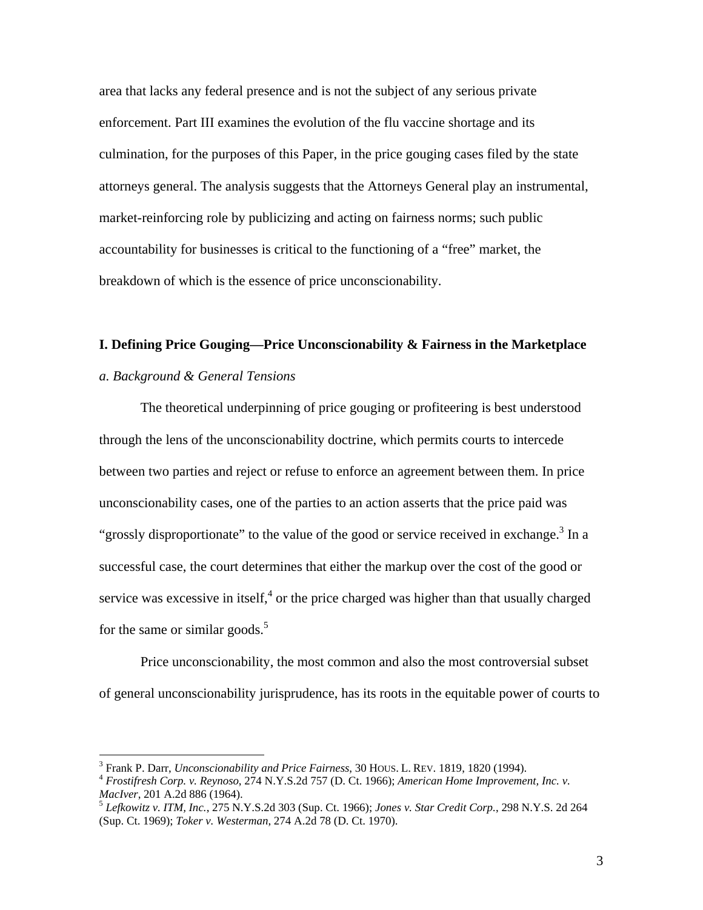area that lacks any federal presence and is not the subject of any serious private enforcement. Part III examines the evolution of the flu vaccine shortage and its culmination, for the purposes of this Paper, in the price gouging cases filed by the state attorneys general. The analysis suggests that the Attorneys General play an instrumental, market-reinforcing role by publicizing and acting on fairness norms; such public accountability for businesses is critical to the functioning of a "free" market, the breakdown of which is the essence of price unconscionability.

## I. Defining Price Gouging—Price Unconscionability & Fairness in the Marketplace

### *a. Background & General Tensions*

The theoretical underpinning of price gouging or profiteering is best understood through the lens of the unconscionability doctrine, which permits courts to intercede between two parties and reject or refuse to enforce an agreement between them. In price unconscionability cases, one of the parties to an action asserts that the price paid was "grossly disproportionate" to the value of the good or service received in exchange.[3] In a successful case, the court determines that either the markup over the cost of the good or service was excessive in itself,[4] or the price charged was higher than that usually charged for the same or similar goods.[5]

Price unconscionability, the most common and also the most controversial subset of general unconscionability jurisprudence, has its roots in the equitable power of courts to

---

[3] Frank P. Darr, *Unconscionability and Price Fairness*, 30 HOUS. L. REV. 1819, 1820 (1994).

[4] *Frostifresh Corp. v. Reynoso*, 274 N.Y.S.2d 757 (D. Ct. 1966); *American Home Improvement, Inc. v. MacIver*, 201 A.2d 886 (1964).

[5] *Lefkowitz v. ITM, Inc.*, 275 N.Y.S.2d 303 (Sup. Ct. 1966); *Jones v. Star Credit Corp.*, 298 N.Y.S. 2d 264 (Sup. Ct. 1969); *Toker v. Westerman*, 274 A.2d 78 (D. Ct. 1970).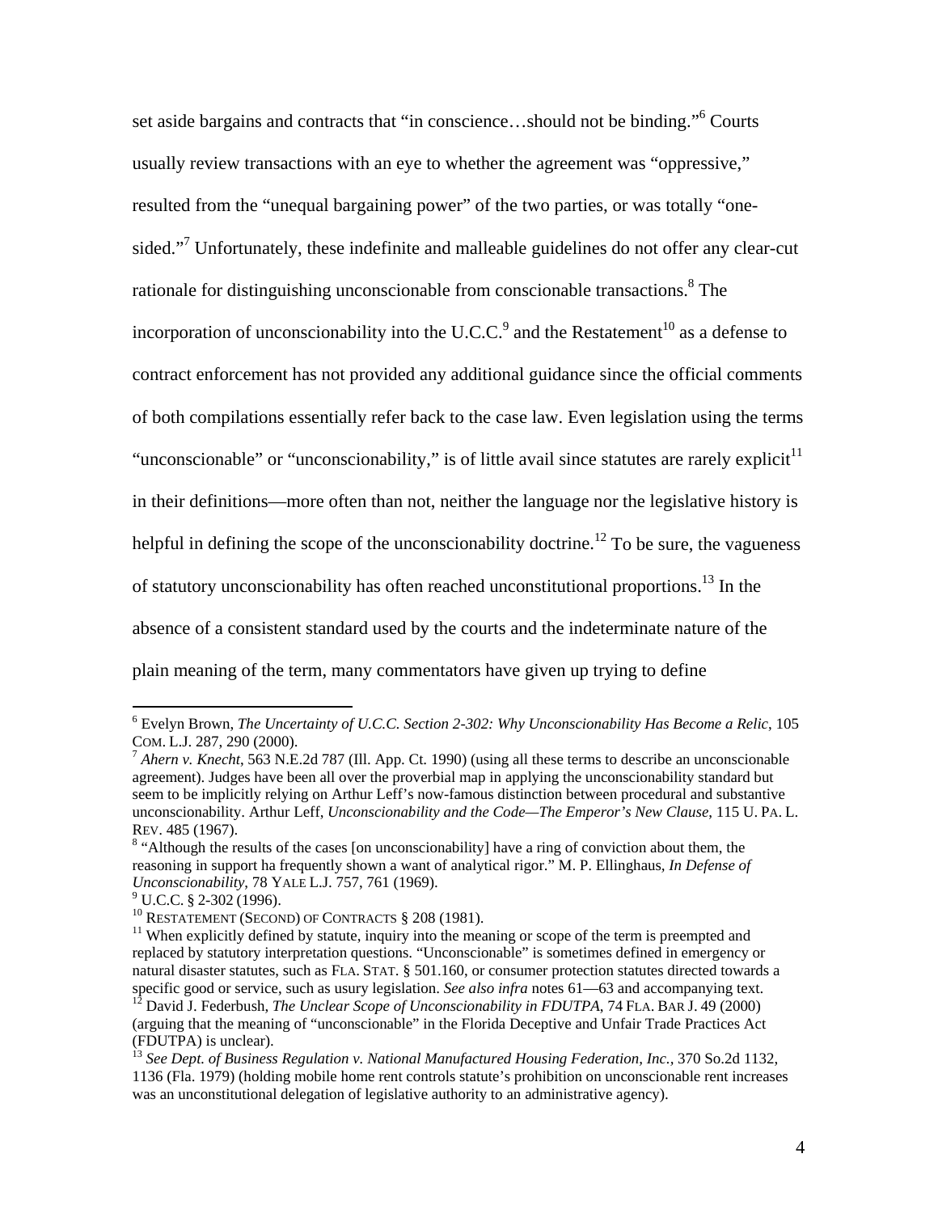set aside bargains and contracts that "in conscience…should not be binding."[6] Courts usually review transactions with an eye to whether the agreement was "oppressive," resulted from the "unequal bargaining power" of the two parties, or was totally "one-sided."[7] Unfortunately, these indefinite and malleable guidelines do not offer any clear-cut rationale for distinguishing unconscionable from conscionable transactions.[8] The incorporation of unconscionability into the U.C.C.[9] and the Restatement[10] as a defense to contract enforcement has not provided any additional guidance since the official comments of both compilations essentially refer back to the case law. Even legislation using the terms "unconscionable" or "unconscionability," is of little avail since statutes are rarely explicit[11] in their definitions—more often than not, neither the language nor the legislative history is helpful in defining the scope of the unconscionability doctrine.[12] To be sure, the vagueness of statutory unconscionability has often reached unconstitutional proportions.[13] In the absence of a consistent standard used by the courts and the indeterminate nature of the plain meaning of the term, many commentators have given up trying to define

---

[6] Evelyn Brown, *The Uncertainty of U.C.C. Section 2-302: Why Unconscionability Has Become a Relic*, 105 COM. L.J. 287, 290 (2000).

[7] *Ahern v. Knecht*, 563 N.E.2d 787 (Ill. App. Ct. 1990) (using all these terms to describe an unconscionable agreement). Judges have been all over the proverbial map in applying the unconscionability standard but seem to be implicitly relying on Arthur Leff's now-famous distinction between procedural and substantive unconscionability. Arthur Leff, *Unconscionability and the Code—The Emperor's New Clause*, 115 U. PA. L. REV. 485 (1967).

[8] "Although the results of the cases [on unconscionability] have a ring of conviction about them, the reasoning in support ha frequently shown a want of analytical rigor." M. P. Ellinghaus, *In Defense of Unconscionability*, 78 YALE L.J. 757, 761 (1969).

[9] U.C.C. § 2-302 (1996).

[10] RESTATEMENT (SECOND) OF CONTRACTS § 208 (1981).

[11] When explicitly defined by statute, inquiry into the meaning or scope of the term is preempted and replaced by statutory interpretation questions. "Unconscionable" is sometimes defined in emergency or natural disaster statutes, such as FLA. STAT. § 501.160, or consumer protection statutes directed towards a specific good or service, such as usury legislation. *See also infra* notes 61—63 and accompanying text.

[12] David J. Federbush, *The Unclear Scope of Unconscionability in FDUTPA*, 74 FLA. BAR J. 49 (2000) (arguing that the meaning of "unconscionable" in the Florida Deceptive and Unfair Trade Practices Act (FDUTPA) is unclear).

[13] *See Dept. of Business Regulation v. National Manufactured Housing Federation, Inc.*, 370 So.2d 1132, 1136 (Fla. 1979) (holding mobile home rent controls statute's prohibition on unconscionable rent increases was an unconstitutional delegation of legislative authority to an administrative agency).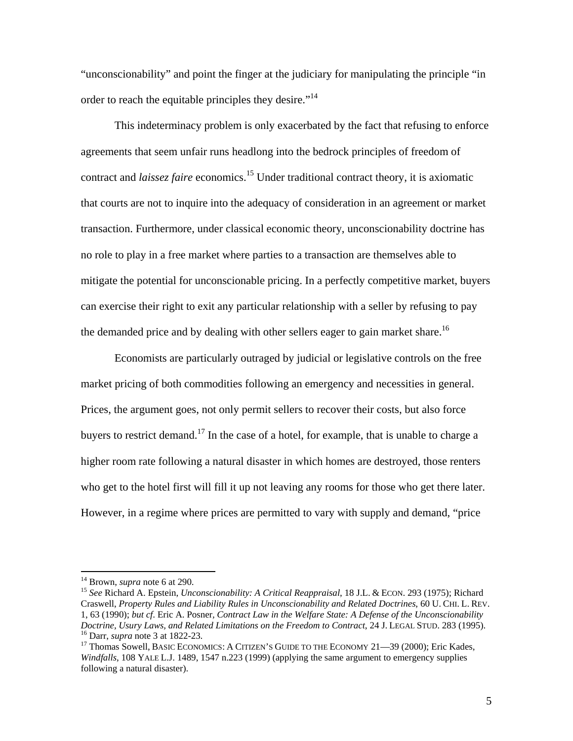"unconscionability" and point the finger at the judiciary for manipulating the principle "in order to reach the equitable principles they desire."[14]

This indeterminacy problem is only exacerbated by the fact that refusing to enforce agreements that seem unfair runs headlong into the bedrock principles of freedom of contract and *laissez faire* economics.[15] Under traditional contract theory, it is axiomatic that courts are not to inquire into the adequacy of consideration in an agreement or market transaction. Furthermore, under classical economic theory, unconscionability doctrine has no role to play in a free market where parties to a transaction are themselves able to mitigate the potential for unconscionable pricing. In a perfectly competitive market, buyers can exercise their right to exit any particular relationship with a seller by refusing to pay the demanded price and by dealing with other sellers eager to gain market share.[16]

Economists are particularly outraged by judicial or legislative controls on the free market pricing of both commodities following an emergency and necessities in general. Prices, the argument goes, not only permit sellers to recover their costs, but also force buyers to restrict demand.[17] In the case of a hotel, for example, that is unable to charge a higher room rate following a natural disaster in which homes are destroyed, those renters who get to the hotel first will fill it up not leaving any rooms for those who get there later. However, in a regime where prices are permitted to vary with supply and demand, "price

---

[14] Brown, *supra* note 6 at 290.

[15] *See* Richard A. Epstein, *Unconscionability: A Critical Reappraisal*, 18 J.L. & ECON. 293 (1975); Richard Craswell, *Property Rules and Liability Rules in Unconscionability and Related Doctrines*, 60 U. CHI. L. REV. 1, 63 (1990); *but cf.* Eric A. Posner, *Contract Law in the Welfare State: A Defense of the Unconscionability Doctrine, Usury Laws, and Related Limitations on the Freedom to Contract*, 24 J. LEGAL STUD. 283 (1995).

[16] Darr, *supra* note 3 at 1822-23.

[17] Thomas Sowell, BASIC ECONOMICS: A CITIZEN'S GUIDE TO THE ECONOMY 21—39 (2000); Eric Kades, *Windfalls*, 108 YALE L.J. 1489, 1547 n.223 (1999) (applying the same argument to emergency supplies following a natural disaster).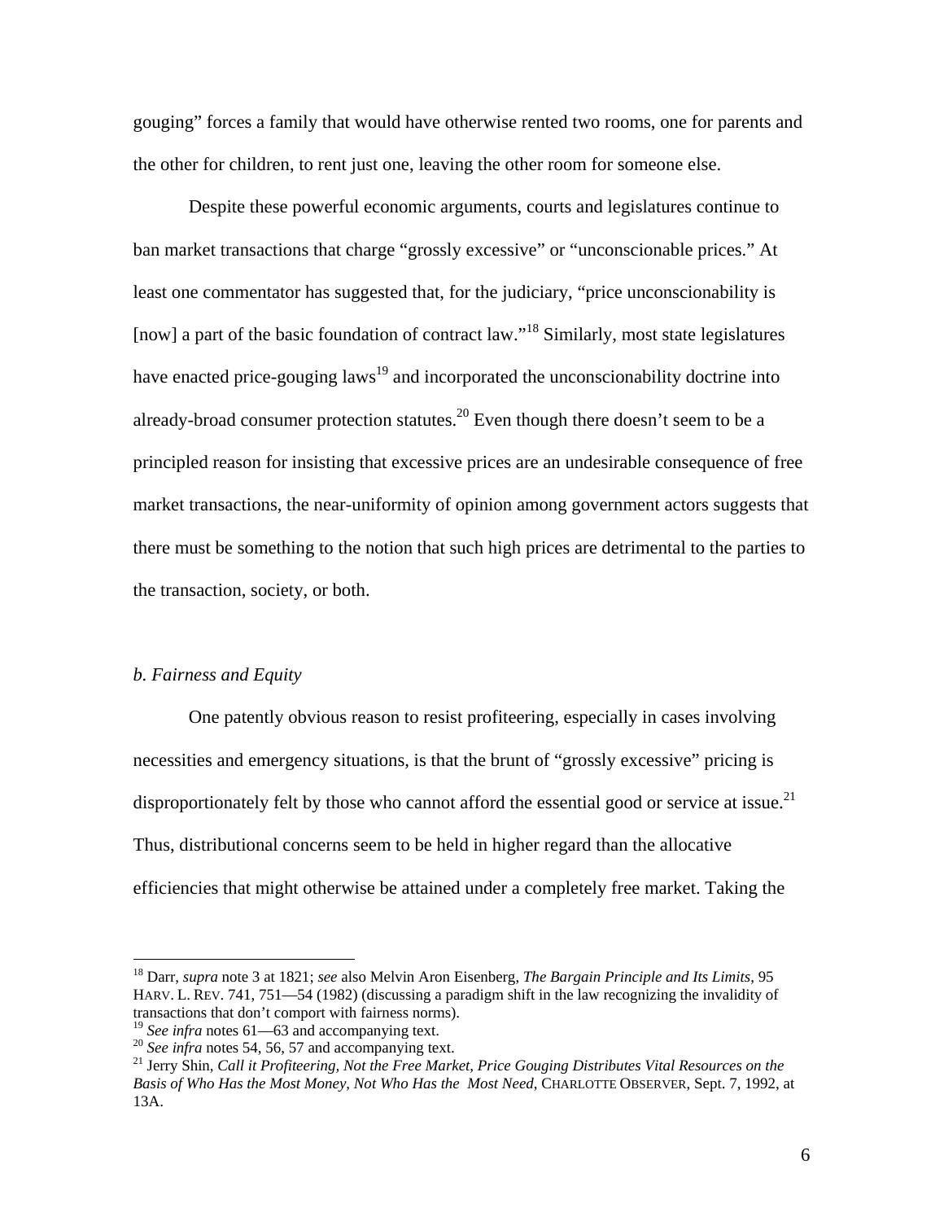gouging" forces a family that would have otherwise rented two rooms, one for parents and the other for children, to rent just one, leaving the other room for someone else.

Despite these powerful economic arguments, courts and legislatures continue to ban market transactions that charge "grossly excessive" or "unconscionable prices." At least one commentator has suggested that, for the judiciary, "price unconscionability is [now] a part of the basic foundation of contract law."[18] Similarly, most state legislatures have enacted price-gouging laws[19] and incorporated the unconscionability doctrine into already-broad consumer protection statutes.[20] Even though there doesn't seem to be a principled reason for insisting that excessive prices are an undesirable consequence of free market transactions, the near-uniformity of opinion among government actors suggests that there must be something to the notion that such high prices are detrimental to the parties to the transaction, society, or both.

*b. Fairness and Equity*

One patently obvious reason to resist profiteering, especially in cases involving necessities and emergency situations, is that the brunt of "grossly excessive" pricing is disproportionately felt by those who cannot afford the essential good or service at issue.[21] Thus, distributional concerns seem to be held in higher regard than the allocative efficiencies that might otherwise be attained under a completely free market. Taking the

---

[18] Darr, *supra* note 3 at 1821; *see* also Melvin Aron Eisenberg, *The Bargain Principle and Its Limits*, 95 HARV. L. REV. 741, 751—54 (1982) (discussing a paradigm shift in the law recognizing the invalidity of transactions that don't comport with fairness norms).

[19] *See infra* notes 61—63 and accompanying text.

[20] *See infra* notes 54, 56, 57 and accompanying text.

[21] Jerry Shin, *Call it Profiteering, Not the Free Market, Price Gouging Distributes Vital Resources on the Basis of Who Has the Most Money, Not Who Has the Most Need*, CHARLOTTE OBSERVER, Sept. 7, 1992, at 13A.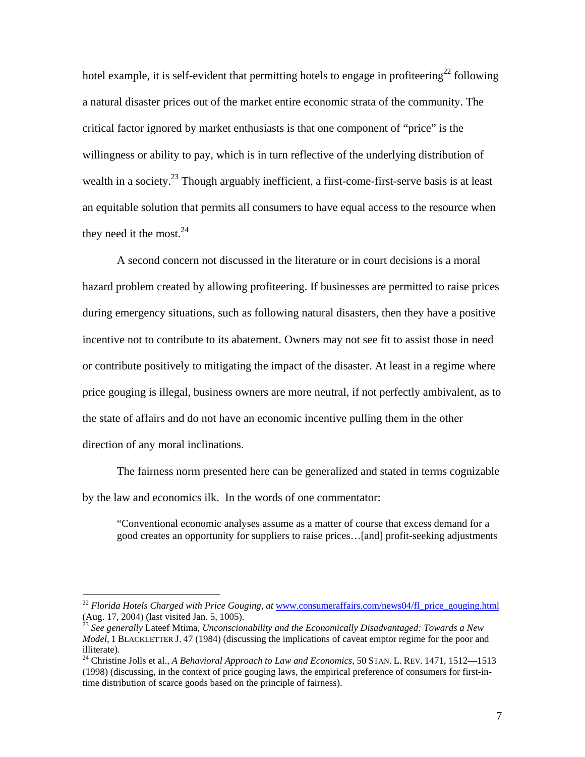hotel example, it is self-evident that permitting hotels to engage in profiteering[22] following a natural disaster prices out of the market entire economic strata of the community. The critical factor ignored by market enthusiasts is that one component of "price" is the willingness or ability to pay, which is in turn reflective of the underlying distribution of wealth in a society.[23] Though arguably inefficient, a first-come-first-serve basis is at least an equitable solution that permits all consumers to have equal access to the resource when they need it the most.[24]

A second concern not discussed in the literature or in court decisions is a moral hazard problem created by allowing profiteering. If businesses are permitted to raise prices during emergency situations, such as following natural disasters, then they have a positive incentive not to contribute to its abatement. Owners may not see fit to assist those in need or contribute positively to mitigating the impact of the disaster. At least in a regime where price gouging is illegal, business owners are more neutral, if not perfectly ambivalent, as to the state of affairs and do not have an economic incentive pulling them in the other direction of any moral inclinations.

The fairness norm presented here can be generalized and stated in terms cognizable by the law and economics ilk. In the words of one commentator:

> "Conventional economic analyses assume as a matter of course that excess demand for a good creates an opportunity for suppliers to raise prices…[and] profit-seeking adjustments

---

[22] *Florida Hotels Charged with Price Gouging, at* www.consumeraffairs.com/news04/fl_price_gouging.html (Aug. 17, 2004) (last visited Jan. 5, 1005).

[23] *See generally* Lateef Mtima, *Unconscionability and the Economically Disadvantaged: Towards a New Model*, 1 BLACKLETTER J. 47 (1984) (discussing the implications of caveat emptor regime for the poor and illiterate).

[24] Christine Jolls et al., *A Behavioral Approach to Law and Economics*, 50 STAN. L. REV. 1471, 1512—1513 (1998) (discussing, in the context of price gouging laws, the empirical preference of consumers for first-in-time distribution of scarce goods based on the principle of fairness).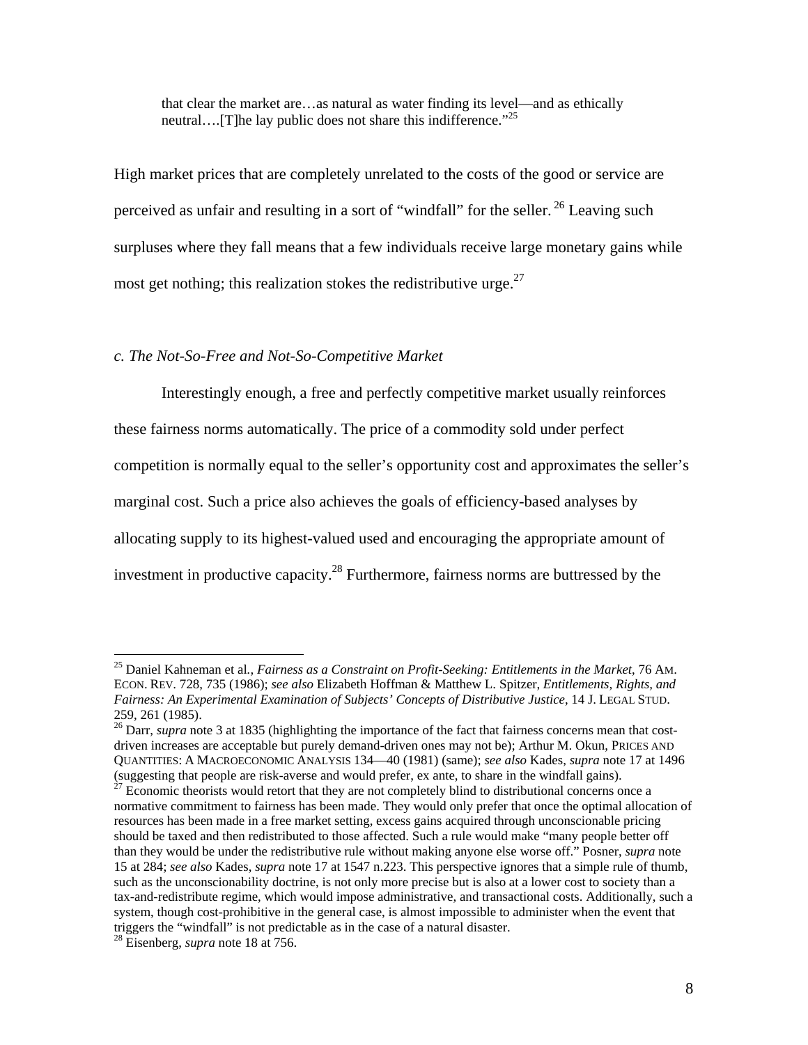> that clear the market are…as natural as water finding its level—and as ethically neutral….[T]he lay public does not share this indifference."[25]

High market prices that are completely unrelated to the costs of the good or service are perceived as unfair and resulting in a sort of "windfall" for the seller.[26] Leaving such surpluses where they fall means that a few individuals receive large monetary gains while most get nothing; this realization stokes the redistributive urge.[27]

*c. The Not-So-Free and Not-So-Competitive Market*

Interestingly enough, a free and perfectly competitive market usually reinforces these fairness norms automatically. The price of a commodity sold under perfect competition is normally equal to the seller's opportunity cost and approximates the seller's marginal cost. Such a price also achieves the goals of efficiency-based analyses by allocating supply to its highest-valued used and encouraging the appropriate amount of investment in productive capacity.[28] Furthermore, fairness norms are buttressed by the

---

[25] Daniel Kahneman et al., *Fairness as a Constraint on Profit-Seeking: Entitlements in the Market*, 76 AM. ECON. REV. 728, 735 (1986); *see also* Elizabeth Hoffman & Matthew L. Spitzer, *Entitlements, Rights, and Fairness: An Experimental Examination of Subjects' Concepts of Distributive Justice*, 14 J. LEGAL STUD. 259, 261 (1985).

[26] Darr, *supra* note 3 at 1835 (highlighting the importance of the fact that fairness concerns mean that cost-driven increases are acceptable but purely demand-driven ones may not be); Arthur M. Okun, PRICES AND QUANTITIES: A MACROECONOMIC ANALYSIS 134—40 (1981) (same); *see also* Kades, *supra* note 17 at 1496 (suggesting that people are risk-averse and would prefer, ex ante, to share in the windfall gains).

[27] Economic theorists would retort that they are not completely blind to distributional concerns once a normative commitment to fairness has been made. They would only prefer that once the optimal allocation of resources has been made in a free market setting, excess gains acquired through unconscionable pricing should be taxed and then redistributed to those affected. Such a rule would make "many people better off than they would be under the redistributive rule without making anyone else worse off." Posner, *supra* note 15 at 284; *see also* Kades, *supra* note 17 at 1547 n.223. This perspective ignores that a simple rule of thumb, such as the unconscionability doctrine, is not only more precise but is also at a lower cost to society than a tax-and-redistribute regime, which would impose administrative, and transactional costs. Additionally, such a system, though cost-prohibitive in the general case, is almost impossible to administer when the event that triggers the "windfall" is not predictable as in the case of a natural disaster.

[28] Eisenberg, *supra* note 18 at 756.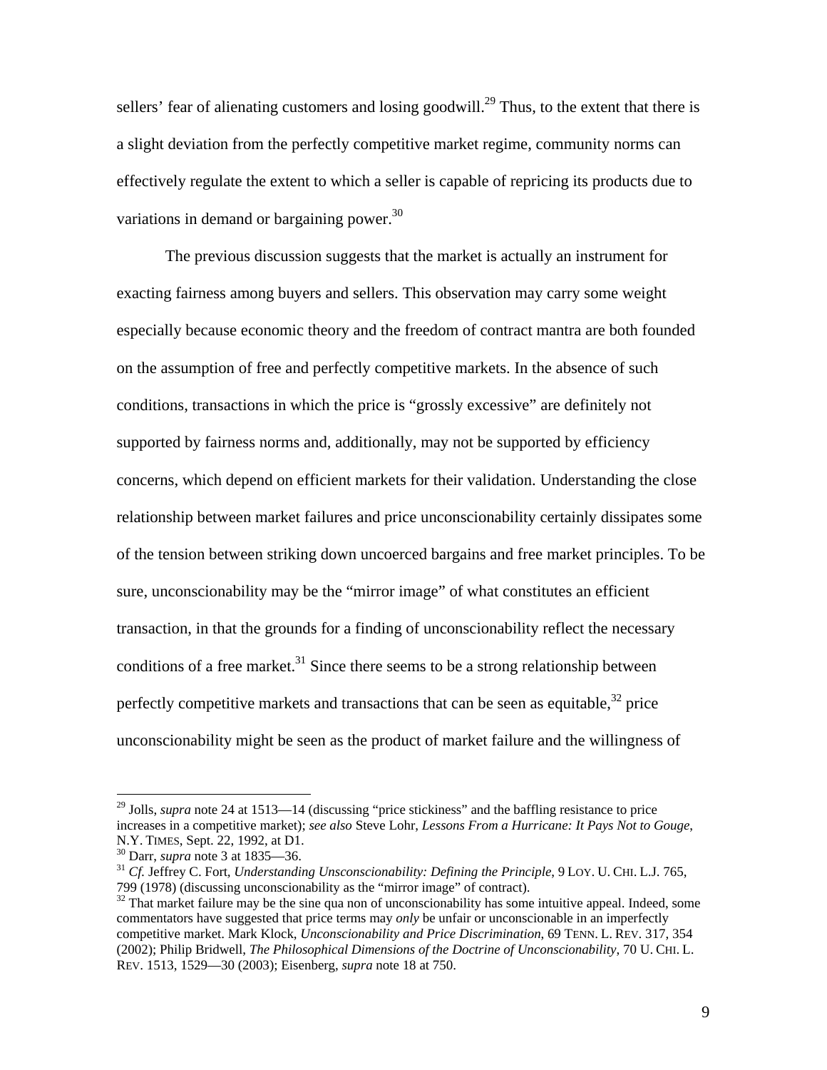sellers' fear of alienating customers and losing goodwill.[29] Thus, to the extent that there is a slight deviation from the perfectly competitive market regime, community norms can effectively regulate the extent to which a seller is capable of repricing its products due to variations in demand or bargaining power.[30]

The previous discussion suggests that the market is actually an instrument for exacting fairness among buyers and sellers. This observation may carry some weight especially because economic theory and the freedom of contract mantra are both founded on the assumption of free and perfectly competitive markets. In the absence of such conditions, transactions in which the price is "grossly excessive" are definitely not supported by fairness norms and, additionally, may not be supported by efficiency concerns, which depend on efficient markets for their validation. Understanding the close relationship between market failures and price unconscionability certainly dissipates some of the tension between striking down uncoerced bargains and free market principles. To be sure, unconscionability may be the "mirror image" of what constitutes an efficient transaction, in that the grounds for a finding of unconscionability reflect the necessary conditions of a free market.[31] Since there seems to be a strong relationship between perfectly competitive markets and transactions that can be seen as equitable,[32] price unconscionability might be seen as the product of market failure and the willingness of

---

[29] Jolls, *supra* note 24 at 1513—14 (discussing "price stickiness" and the baffling resistance to price increases in a competitive market); *see also* Steve Lohr, *Lessons From a Hurricane: It Pays Not to Gouge*, N.Y. TIMES, Sept. 22, 1992, at D1.

[30] Darr, *supra* note 3 at 1835—36.

[31] *Cf.* Jeffrey C. Fort, *Understanding Unsconscionability: Defining the Principle*, 9 LOY. U. CHI. L.J. 765, 799 (1978) (discussing unconscionability as the "mirror image" of contract).

[32] That market failure may be the sine qua non of unconscionability has some intuitive appeal. Indeed, some commentators have suggested that price terms may *only* be unfair or unconscionable in an imperfectly competitive market. Mark Klock, *Unconscionability and Price Discrimination*, 69 TENN. L. REV. 317, 354 (2002); Philip Bridwell, *The Philosophical Dimensions of the Doctrine of Unconscionability*, 70 U. CHI. L. REV. 1513, 1529—30 (2003); Eisenberg, *supra* note 18 at 750.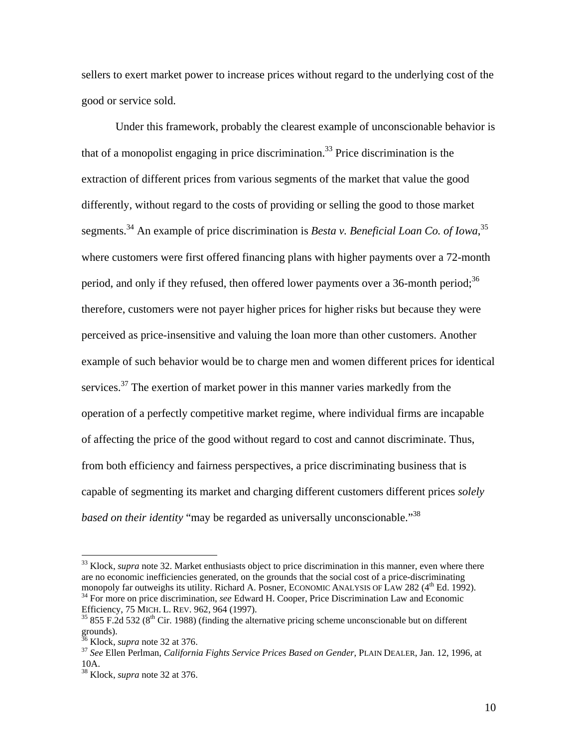sellers to exert market power to increase prices without regard to the underlying cost of the good or service sold.

Under this framework, probably the clearest example of unconscionable behavior is that of a monopolist engaging in price discrimination.[33] Price discrimination is the extraction of different prices from various segments of the market that value the good differently, without regard to the costs of providing or selling the good to those market segments.[34] An example of price discrimination is *Besta v. Beneficial Loan Co. of Iowa*,[35] where customers were first offered financing plans with higher payments over a 72-month period, and only if they refused, then offered lower payments over a 36-month period;[36] therefore, customers were not payer higher prices for higher risks but because they were perceived as price-insensitive and valuing the loan more than other customers. Another example of such behavior would be to charge men and women different prices for identical services.[37] The exertion of market power in this manner varies markedly from the operation of a perfectly competitive market regime, where individual firms are incapable of affecting the price of the good without regard to cost and cannot discriminate. Thus, from both efficiency and fairness perspectives, a price discriminating business that is capable of segmenting its market and charging different customers different prices *solely based on their identity* "may be regarded as universally unconscionable."[38]

---

[33] Klock, *supra* note 32. Market enthusiasts object to price discrimination in this manner, even where there are no economic inefficiencies generated, on the grounds that the social cost of a price-discriminating monopoly far outweighs its utility. Richard A. Posner, ECONOMIC ANALYSIS OF LAW 282 (4th Ed. 1992).

[34] For more on price discrimination, *see* Edward H. Cooper, Price Discrimination Law and Economic Efficiency, 75 MICH. L. REV. 962, 964 (1997).

[35] 855 F.2d 532 (8th Cir. 1988) (finding the alternative pricing scheme unconscionable but on different grounds).

[36] Klock, *supra* note 32 at 376.

[37] *See* Ellen Perlman, *California Fights Service Prices Based on Gender*, PLAIN DEALER, Jan. 12, 1996, at 10A.

[38] Klock, *supra* note 32 at 376.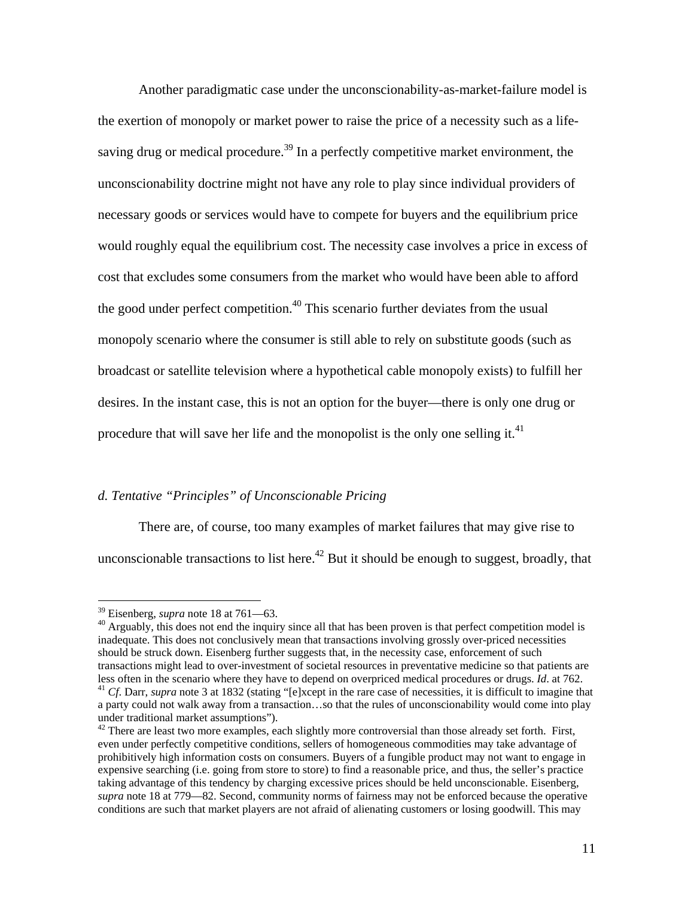Another paradigmatic case under the unconscionability-as-market-failure model is the exertion of monopoly or market power to raise the price of a necessity such as a life-saving drug or medical procedure.[39] In a perfectly competitive market environment, the unconscionability doctrine might not have any role to play since individual providers of necessary goods or services would have to compete for buyers and the equilibrium price would roughly equal the equilibrium cost. The necessity case involves a price in excess of cost that excludes some consumers from the market who would have been able to afford the good under perfect competition.[40] This scenario further deviates from the usual monopoly scenario where the consumer is still able to rely on substitute goods (such as broadcast or satellite television where a hypothetical cable monopoly exists) to fulfill her desires. In the instant case, this is not an option for the buyer—there is only one drug or procedure that will save her life and the monopolist is the only one selling it.[41]

*d. Tentative "Principles" of Unconscionable Pricing*

There are, of course, too many examples of market failures that may give rise to unconscionable transactions to list here.[42] But it should be enough to suggest, broadly, that

---

[39] Eisenberg, *supra* note 18 at 761—63.

[40] Arguably, this does not end the inquiry since all that has been proven is that perfect competition model is inadequate. This does not conclusively mean that transactions involving grossly over-priced necessities should be struck down. Eisenberg further suggests that, in the necessity case, enforcement of such transactions might lead to over-investment of societal resources in preventative medicine so that patients are less often in the scenario where they have to depend on overpriced medical procedures or drugs. *Id*. at 762.

[41] *Cf*. Darr, *supra* note 3 at 1832 (stating "[e]xcept in the rare case of necessities, it is difficult to imagine that a party could not walk away from a transaction…so that the rules of unconscionability would come into play under traditional market assumptions").

[42] There are least two more examples, each slightly more controversial than those already set forth. First, even under perfectly competitive conditions, sellers of homogeneous commodities may take advantage of prohibitively high information costs on consumers. Buyers of a fungible product may not want to engage in expensive searching (i.e. going from store to store) to find a reasonable price, and thus, the seller's practice taking advantage of this tendency by charging excessive prices should be held unconscionable. Eisenberg, *supra* note 18 at 779—82. Second, community norms of fairness may not be enforced because the operative conditions are such that market players are not afraid of alienating customers or losing goodwill. This may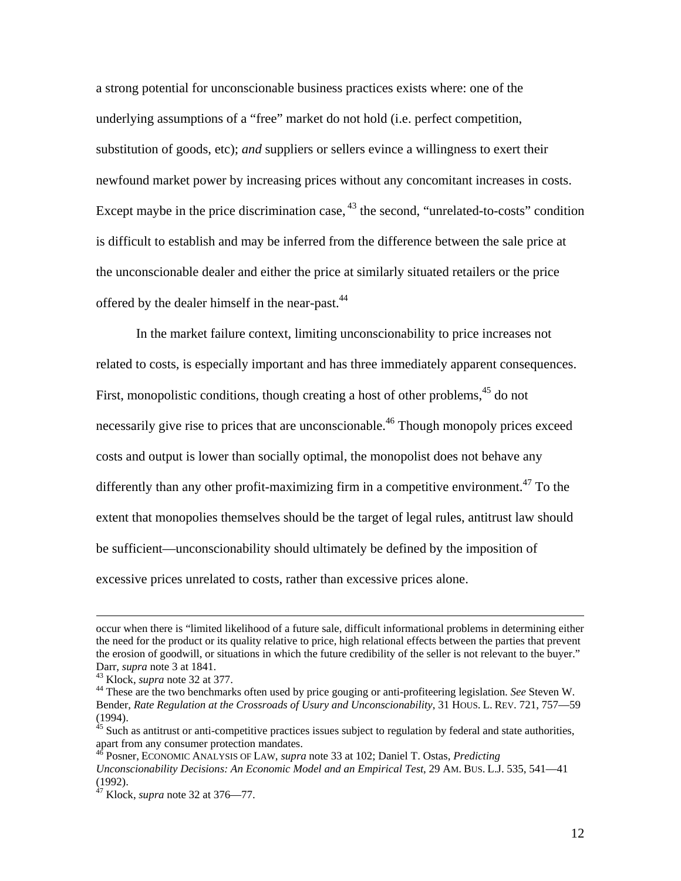a strong potential for unconscionable business practices exists where: one of the underlying assumptions of a "free" market do not hold (i.e. perfect competition, substitution of goods, etc); *and* suppliers or sellers evince a willingness to exert their newfound market power by increasing prices without any concomitant increases in costs. Except maybe in the price discrimination case,[43] the second, "unrelated-to-costs" condition is difficult to establish and may be inferred from the difference between the sale price at the unconscionable dealer and either the price at similarly situated retailers or the price offered by the dealer himself in the near-past.[44]

In the market failure context, limiting unconscionability to price increases not related to costs, is especially important and has three immediately apparent consequences. First, monopolistic conditions, though creating a host of other problems,[45] do not necessarily give rise to prices that are unconscionable.[46] Though monopoly prices exceed costs and output is lower than socially optimal, the monopolist does not behave any differently than any other profit-maximizing firm in a competitive environment.[47] To the extent that monopolies themselves should be the target of legal rules, antitrust law should be sufficient—unconscionability should ultimately be defined by the imposition of excessive prices unrelated to costs, rather than excessive prices alone.

---

occur when there is "limited likelihood of a future sale, difficult informational problems in determining either the need for the product or its quality relative to price, high relational effects between the parties that prevent the erosion of goodwill, or situations in which the future credibility of the seller is not relevant to the buyer." Darr, *supra* note 3 at 1841.

[43] Klock, *supra* note 32 at 377.

[44] These are the two benchmarks often used by price gouging or anti-profiteering legislation. *See* Steven W. Bender, *Rate Regulation at the Crossroads of Usury and Unconscionability*, 31 HOUS. L. REV. 721, 757—59 (1994).

[45] Such as antitrust or anti-competitive practices issues subject to regulation by federal and state authorities, apart from any consumer protection mandates.

[46] Posner, ECONOMIC ANALYSIS OF LAW, *supra* note 33 at 102; Daniel T. Ostas, *Predicting Unconscionability Decisions: An Economic Model and an Empirical Test*, 29 AM. BUS. L.J. 535, 541—41 (1992).

[47] Klock, *supra* note 32 at 376—77.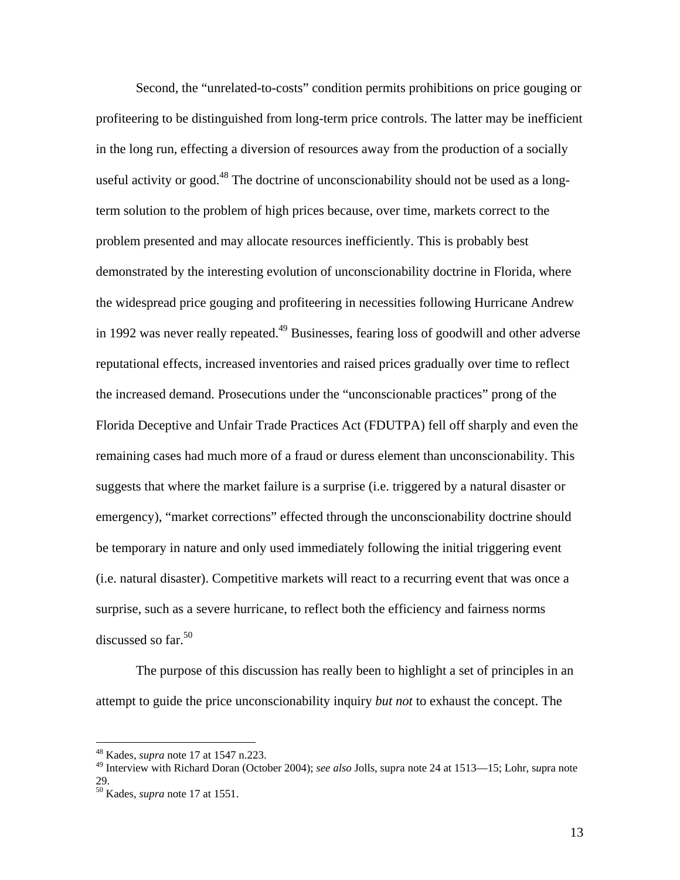Second, the "unrelated-to-costs" condition permits prohibitions on price gouging or profiteering to be distinguished from long-term price controls. The latter may be inefficient in the long run, effecting a diversion of resources away from the production of a socially useful activity or good.[48] The doctrine of unconscionability should not be used as a long-term solution to the problem of high prices because, over time, markets correct to the problem presented and may allocate resources inefficiently. This is probably best demonstrated by the interesting evolution of unconscionability doctrine in Florida, where the widespread price gouging and profiteering in necessities following Hurricane Andrew in 1992 was never really repeated.[49] Businesses, fearing loss of goodwill and other adverse reputational effects, increased inventories and raised prices gradually over time to reflect the increased demand. Prosecutions under the "unconscionable practices" prong of the Florida Deceptive and Unfair Trade Practices Act (FDUTPA) fell off sharply and even the remaining cases had much more of a fraud or duress element than unconscionability. This suggests that where the market failure is a surprise (i.e. triggered by a natural disaster or emergency), "market corrections" effected through the unconscionability doctrine should be temporary in nature and only used immediately following the initial triggering event (i.e. natural disaster). Competitive markets will react to a recurring event that was once a surprise, such as a severe hurricane, to reflect both the efficiency and fairness norms discussed so far.[50]

The purpose of this discussion has really been to highlight a set of principles in an attempt to guide the price unconscionability inquiry *but not* to exhaust the concept. The

---

[48] Kades, *supra* note 17 at 1547 n.223.

[49] Interview with Richard Doran (October 2004); *see also* Jolls, *supra* note 24 at 1513—15; Lohr, *supra* note 29.

[50] Kades, *supra* note 17 at 1551.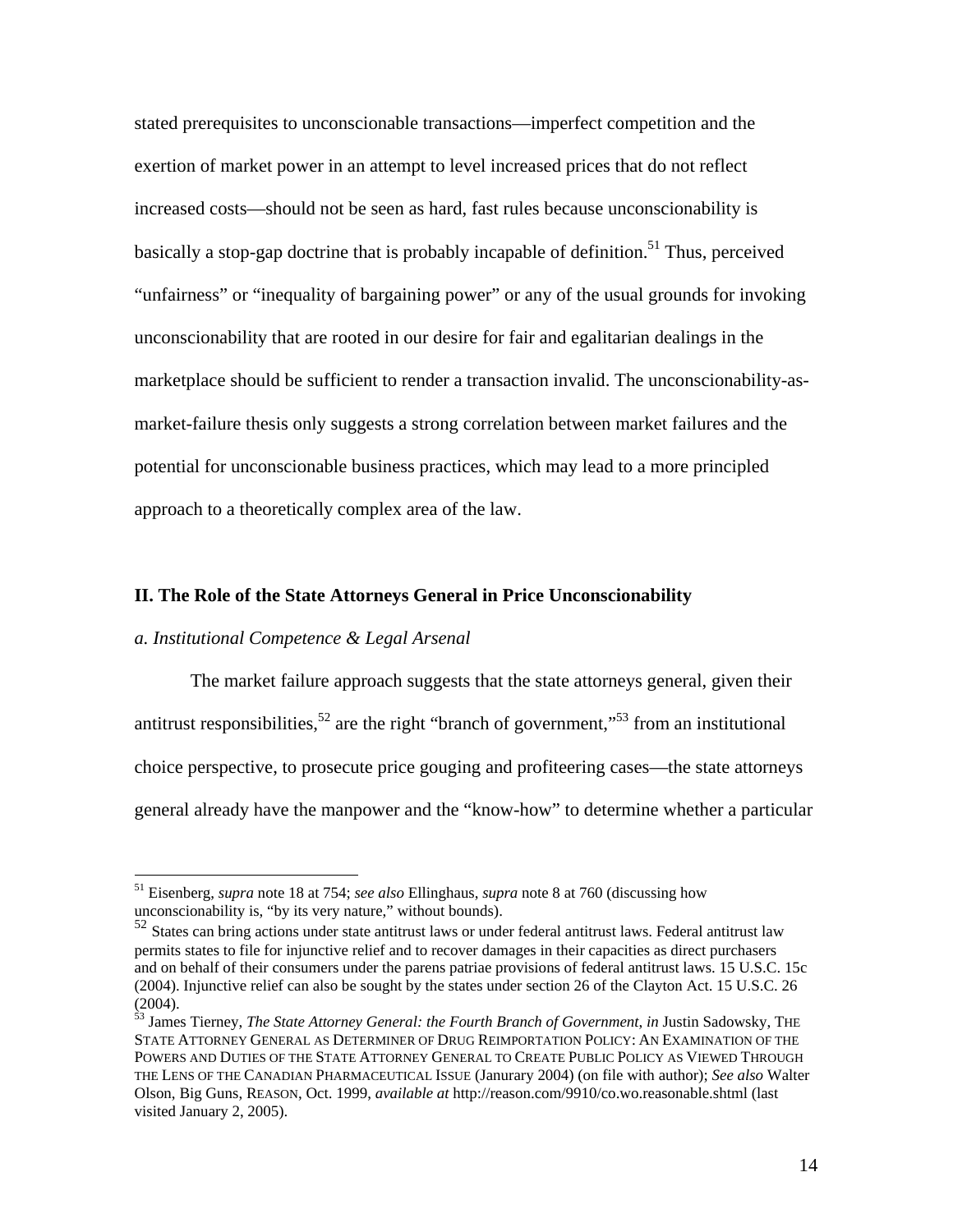stated prerequisites to unconscionable transactions—imperfect competition and the exertion of market power in an attempt to level increased prices that do not reflect increased costs—should not be seen as hard, fast rules because unconscionability is basically a stop-gap doctrine that is probably incapable of definition.[51] Thus, perceived "unfairness" or "inequality of bargaining power" or any of the usual grounds for invoking unconscionability that are rooted in our desire for fair and egalitarian dealings in the marketplace should be sufficient to render a transaction invalid. The unconscionability-as-market-failure thesis only suggests a strong correlation between market failures and the potential for unconscionable business practices, which may lead to a more principled approach to a theoretically complex area of the law.

## II. The Role of the State Attorneys General in Price Unconscionability

### *a. Institutional Competence & Legal Arsenal*

The market failure approach suggests that the state attorneys general, given their antitrust responsibilities,[52] are the right "branch of government,"[53] from an institutional choice perspective, to prosecute price gouging and profiteering cases—the state attorneys general already have the manpower and the "know-how" to determine whether a particular

---

[51] Eisenberg, *supra* note 18 at 754; *see also* Ellinghaus, *supra* note 8 at 760 (discussing how unconscionability is, "by its very nature," without bounds).

[52] States can bring actions under state antitrust laws or under federal antitrust laws. Federal antitrust law permits states to file for injunctive relief and to recover damages in their capacities as direct purchasers and on behalf of their consumers under the parens patriae provisions of federal antitrust laws. 15 U.S.C. 15c (2004). Injunctive relief can also be sought by the states under section 26 of the Clayton Act. 15 U.S.C. 26 (2004).

[53] James Tierney, *The State Attorney General: the Fourth Branch of Government*, *in* Justin Sadowsky, THE STATE ATTORNEY GENERAL AS DETERMINER OF DRUG REIMPORTATION POLICY: AN EXAMINATION OF THE POWERS AND DUTIES OF THE STATE ATTORNEY GENERAL TO CREATE PUBLIC POLICY AS VIEWED THROUGH THE LENS OF THE CANADIAN PHARMACEUTICAL ISSUE (Janurary 2004) (on file with author); *See also* Walter Olson, Big Guns, REASON, Oct. 1999, *available at* http://reason.com/9910/co.wo.reasonable.shtml (last visited January 2, 2005).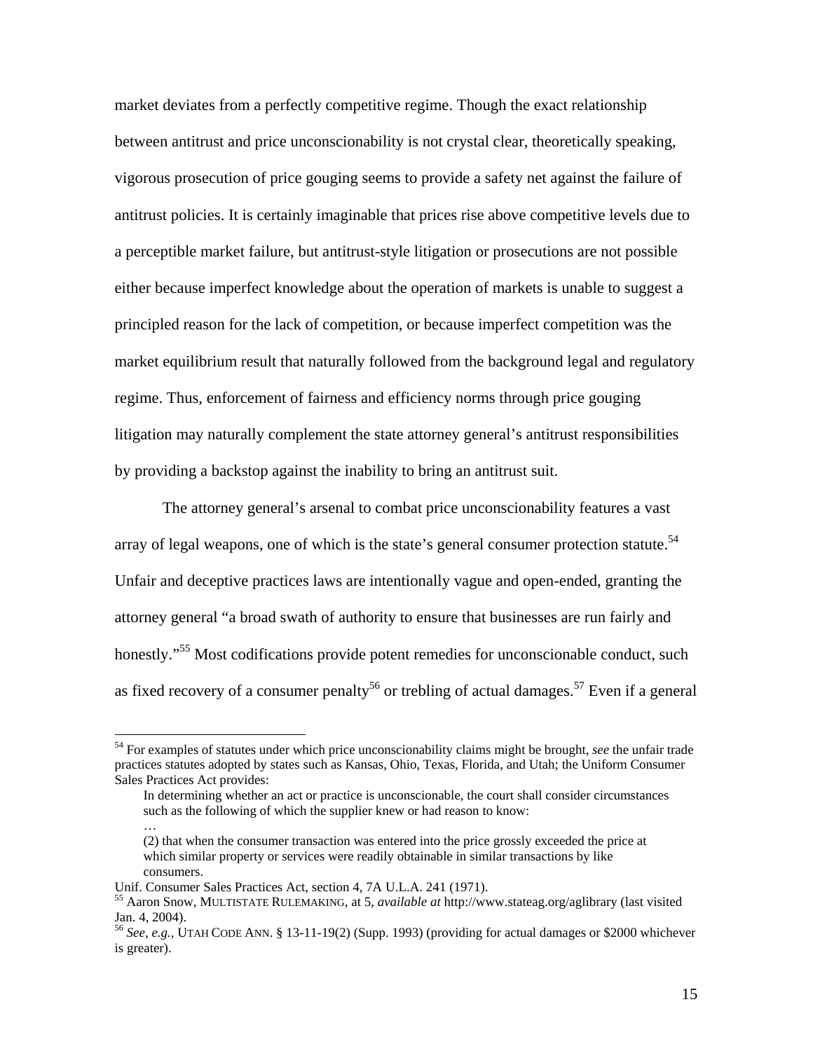market deviates from a perfectly competitive regime. Though the exact relationship between antitrust and price unconscionability is not crystal clear, theoretically speaking, vigorous prosecution of price gouging seems to provide a safety net against the failure of antitrust policies. It is certainly imaginable that prices rise above competitive levels due to a perceptible market failure, but antitrust-style litigation or prosecutions are not possible either because imperfect knowledge about the operation of markets is unable to suggest a principled reason for the lack of competition, or because imperfect competition was the market equilibrium result that naturally followed from the background legal and regulatory regime. Thus, enforcement of fairness and efficiency norms through price gouging litigation may naturally complement the state attorney general's antitrust responsibilities by providing a backstop against the inability to bring an antitrust suit.

The attorney general's arsenal to combat price unconscionability features a vast array of legal weapons, one of which is the state's general consumer protection statute.[54] Unfair and deceptive practices laws are intentionally vague and open-ended, granting the attorney general "a broad swath of authority to ensure that businesses are run fairly and honestly."[55] Most codifications provide potent remedies for unconscionable conduct, such as fixed recovery of a consumer penalty[56] or trebling of actual damages.[57] Even if a general

---

[54] For examples of statutes under which price unconscionability claims might be brought, *see* the unfair trade practices statutes adopted by states such as Kansas, Ohio, Texas, Florida, and Utah; the Uniform Consumer Sales Practices Act provides:

> In determining whether an act or practice is unconscionable, the court shall consider circumstances such as the following of which the supplier knew or had reason to know:
> …
> (2) that when the consumer transaction was entered into the price grossly exceeded the price at which similar property or services were readily obtainable in similar transactions by like consumers.

Unif. Consumer Sales Practices Act, section 4, 7A U.L.A. 241 (1971).

[55] Aaron Snow, MULTISTATE RULEMAKING, at 5, *available at* http://www.stateag.org/aglibrary (last visited Jan. 4, 2004).

[56] *See, e.g.,* UTAH CODE ANN. § 13-11-19(2) (Supp. 1993) (providing for actual damages or $2000 whichever is greater).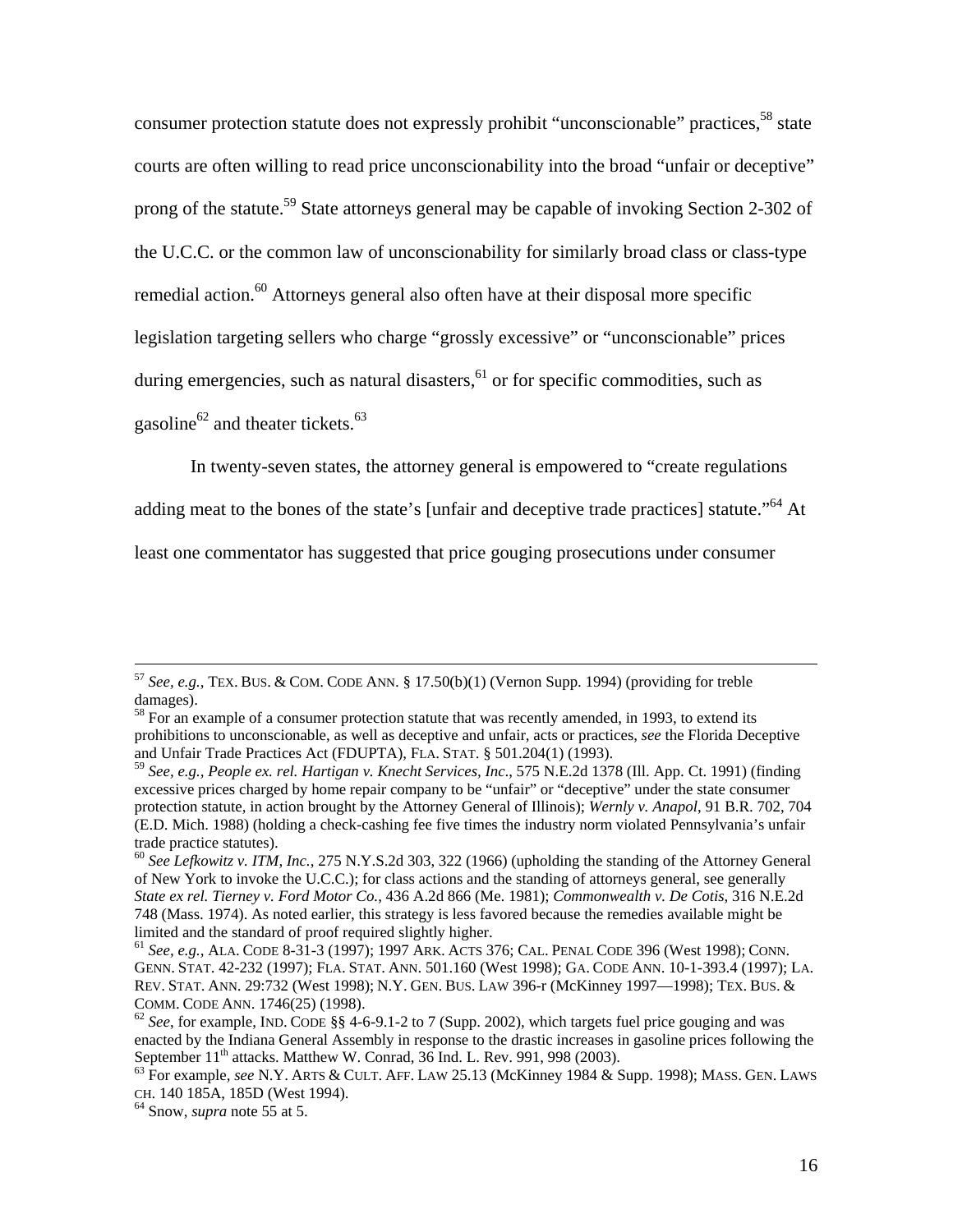consumer protection statute does not expressly prohibit "unconscionable" practices,[58] state courts are often willing to read price unconscionability into the broad "unfair or deceptive" prong of the statute.[59] State attorneys general may be capable of invoking Section 2-302 of the U.C.C. or the common law of unconscionability for similarly broad class or class-type remedial action.[60] Attorneys general also often have at their disposal more specific legislation targeting sellers who charge "grossly excessive" or "unconscionable" prices during emergencies, such as natural disasters,[61] or for specific commodities, such as gasoline[62] and theater tickets.[63]

In twenty-seven states, the attorney general is empowered to "create regulations adding meat to the bones of the state's [unfair and deceptive trade practices] statute."[64] At least one commentator has suggested that price gouging prosecutions under consumer

---

[57] *See, e.g.,* TEX. BUS. & COM. CODE ANN. § 17.50(b)(1) (Vernon Supp. 1994) (providing for treble damages).

[58] For an example of a consumer protection statute that was recently amended, in 1993, to extend its prohibitions to unconscionable, as well as deceptive and unfair, acts or practices, *see* the Florida Deceptive and Unfair Trade Practices Act (FDUPTA), FLA. STAT. § 501.204(1) (1993).

[59] *See, e.g., People ex. rel. Hartigan v. Knecht Services, Inc*., 575 N.E.2d 1378 (Ill. App. Ct. 1991) (finding excessive prices charged by home repair company to be "unfair" or "deceptive" under the state consumer protection statute, in action brought by the Attorney General of Illinois); *Wernly v. Anapol*, 91 B.R. 702, 704 (E.D. Mich. 1988) (holding a check-cashing fee five times the industry norm violated Pennsylvania's unfair trade practice statutes).

[60] *See Lefkowitz v. ITM, Inc.*, 275 N.Y.S.2d 303, 322 (1966) (upholding the standing of the Attorney General of New York to invoke the U.C.C.); for class actions and the standing of attorneys general, see generally *State ex rel. Tierney v. Ford Motor Co.*, 436 A.2d 866 (Me. 1981); *Commonwealth v. De Cotis*, 316 N.E.2d 748 (Mass. 1974). As noted earlier, this strategy is less favored because the remedies available might be limited and the standard of proof required slightly higher.

[61] *See, e.g.,* ALA. CODE 8-31-3 (1997); 1997 ARK. ACTS 376; CAL. PENAL CODE 396 (West 1998); CONN. GENN. STAT. 42-232 (1997); FLA. STAT. ANN. 501.160 (West 1998); GA. CODE ANN. 10-1-393.4 (1997); LA. REV. STAT. ANN. 29:732 (West 1998); N.Y. GEN. BUS. LAW 396-r (McKinney 1997—1998); TEX. BUS. & COMM. CODE ANN. 1746(25) (1998).

[62] *See*, for example, IND. CODE §§ 4-6-9.1-2 to 7 (Supp. 2002), which targets fuel price gouging and was enacted by the Indiana General Assembly in response to the drastic increases in gasoline prices following the September 11th attacks. Matthew W. Conrad, 36 Ind. L. Rev. 991, 998 (2003).

[63] For example, *see* N.Y. ARTS & CULT. AFF. LAW 25.13 (McKinney 1984 & Supp. 1998); MASS. GEN. LAWS CH. 140 185A, 185D (West 1994).

[64] Snow, *supra* note 55 at 5.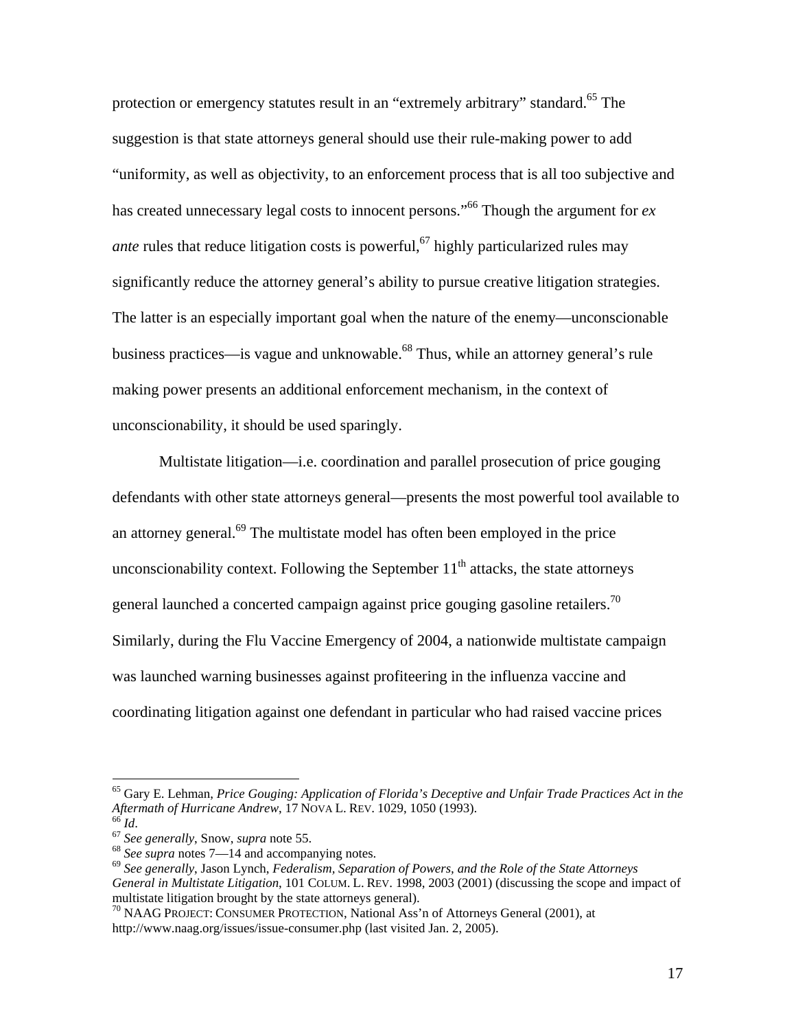protection or emergency statutes result in an "extremely arbitrary" standard.[65] The suggestion is that state attorneys general should use their rule-making power to add "uniformity, as well as objectivity, to an enforcement process that is all too subjective and has created unnecessary legal costs to innocent persons."[66] Though the argument for *ex ante* rules that reduce litigation costs is powerful,[67] highly particularized rules may significantly reduce the attorney general's ability to pursue creative litigation strategies. The latter is an especially important goal when the nature of the enemy—unconscionable business practices—is vague and unknowable.[68] Thus, while an attorney general's rule making power presents an additional enforcement mechanism, in the context of unconscionability, it should be used sparingly.

Multistate litigation—i.e. coordination and parallel prosecution of price gouging defendants with other state attorneys general—presents the most powerful tool available to an attorney general.[69] The multistate model has often been employed in the price unconscionability context. Following the September 11th attacks, the state attorneys general launched a concerted campaign against price gouging gasoline retailers.[70] Similarly, during the Flu Vaccine Emergency of 2004, a nationwide multistate campaign was launched warning businesses against profiteering in the influenza vaccine and coordinating litigation against one defendant in particular who had raised vaccine prices

---

[65] Gary E. Lehman, *Price Gouging: Application of Florida's Deceptive and Unfair Trade Practices Act in the Aftermath of Hurricane Andrew*, 17 NOVA L. REV. 1029, 1050 (1993).

[66] *Id*.

[67] *See generally*, Snow, *supra* note 55.

[68] *See supra* notes 7—14 and accompanying notes.

[69] *See generally*, Jason Lynch, *Federalism, Separation of Powers, and the Role of the State Attorneys General in Multistate Litigation*, 101 COLUM. L. REV. 1998, 2003 (2001) (discussing the scope and impact of multistate litigation brought by the state attorneys general).

[70] NAAG PROJECT: CONSUMER PROTECTION, National Ass'n of Attorneys General (2001), at http://www.naag.org/issues/issue-consumer.php (last visited Jan. 2, 2005).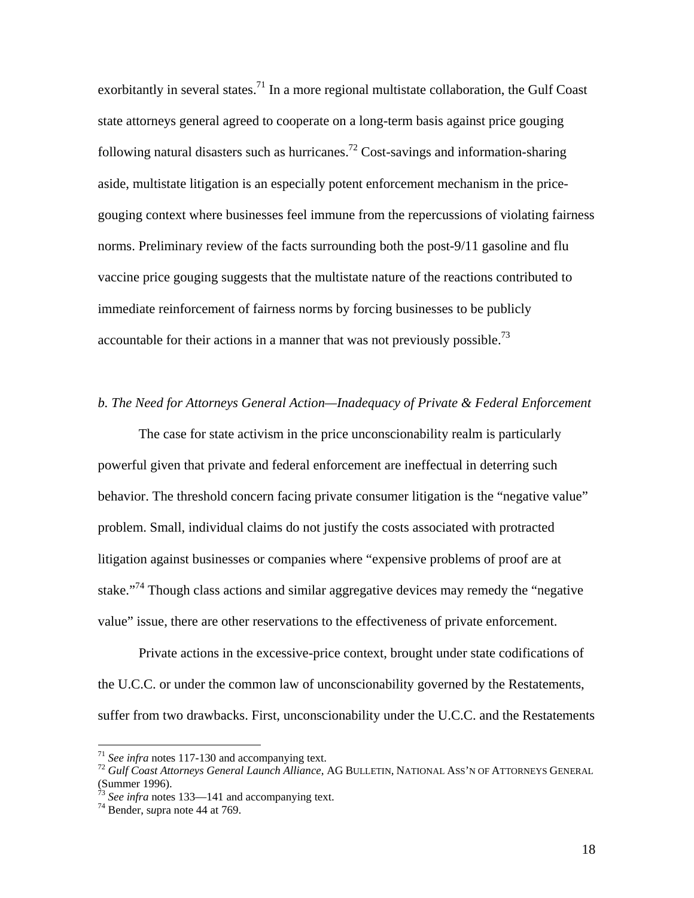exorbitantly in several states.[71] In a more regional multistate collaboration, the Gulf Coast state attorneys general agreed to cooperate on a long-term basis against price gouging following natural disasters such as hurricanes.[72] Cost-savings and information-sharing aside, multistate litigation is an especially potent enforcement mechanism in the price-gouging context where businesses feel immune from the repercussions of violating fairness norms. Preliminary review of the facts surrounding both the post-9/11 gasoline and flu vaccine price gouging suggests that the multistate nature of the reactions contributed to immediate reinforcement of fairness norms by forcing businesses to be publicly accountable for their actions in a manner that was not previously possible.[73]

*b. The Need for Attorneys General Action—Inadequacy of Private & Federal Enforcement*

The case for state activism in the price unconscionability realm is particularly powerful given that private and federal enforcement are ineffectual in deterring such behavior. The threshold concern facing private consumer litigation is the "negative value" problem. Small, individual claims do not justify the costs associated with protracted litigation against businesses or companies where "expensive problems of proof are at stake."[74] Though class actions and similar aggregative devices may remedy the "negative value" issue, there are other reservations to the effectiveness of private enforcement.

Private actions in the excessive-price context, brought under state codifications of the U.C.C. or under the common law of unconscionability governed by the Restatements, suffer from two drawbacks. First, unconscionability under the U.C.C. and the Restatements

---

[71] *See infra* notes 117-130 and accompanying text.

[72] *Gulf Coast Attorneys General Launch Alliance*, AG BULLETIN, NATIONAL ASS'N OF ATTORNEYS GENERAL (Summer 1996).

[73] *See infra* notes 133—141 and accompanying text.

[74] Bender, s*upra* note 44 at 769.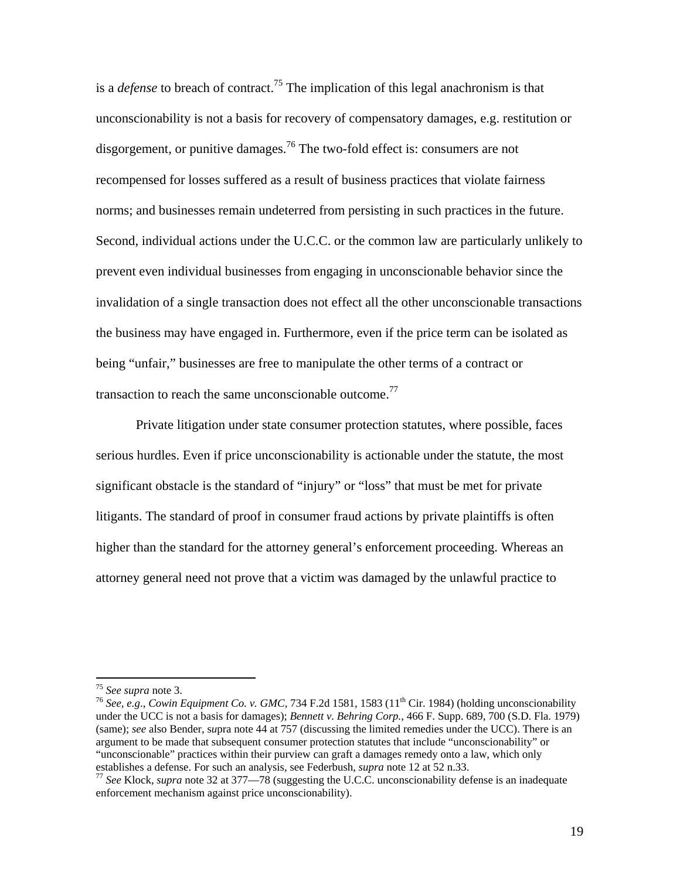is a *defense* to breach of contract.[75] The implication of this legal anachronism is that unconscionability is not a basis for recovery of compensatory damages, e.g. restitution or disgorgement, or punitive damages.[76] The two-fold effect is: consumers are not recompensed for losses suffered as a result of business practices that violate fairness norms; and businesses remain undeterred from persisting in such practices in the future. Second, individual actions under the U.C.C. or the common law are particularly unlikely to prevent even individual businesses from engaging in unconscionable behavior since the invalidation of a single transaction does not effect all the other unconscionable transactions the business may have engaged in. Furthermore, even if the price term can be isolated as being "unfair," businesses are free to manipulate the other terms of a contract or transaction to reach the same unconscionable outcome.[77]

Private litigation under state consumer protection statutes, where possible, faces serious hurdles. Even if price unconscionability is actionable under the statute, the most significant obstacle is the standard of "injury" or "loss" that must be met for private litigants. The standard of proof in consumer fraud actions by private plaintiffs is often higher than the standard for the attorney general's enforcement proceeding. Whereas an attorney general need not prove that a victim was damaged by the unlawful practice to

---

[75] *See supra* note 3.

[76] *See, e.g.*, *Cowin Equipment Co. v. GMC*, 734 F.2d 1581, 1583 (11th Cir. 1984) (holding unconscionability under the UCC is not a basis for damages); *Bennett v. Behring Corp.*, 466 F. Supp. 689, 700 (S.D. Fla. 1979) (same); *see* also Bender, s*upra* note 44 at 757 (discussing the limited remedies under the UCC). There is an argument to be made that subsequent consumer protection statutes that include "unconscionability" or "unconscionable" practices within their purview can graft a damages remedy onto a law, which only establishes a defense. For such an analysis, see Federbush, *supra* note 12 at 52 n.33.

[77] *See* Klock, *supra* note 32 at 377—78 (suggesting the U.C.C. unconscionability defense is an inadequate enforcement mechanism against price unconscionability).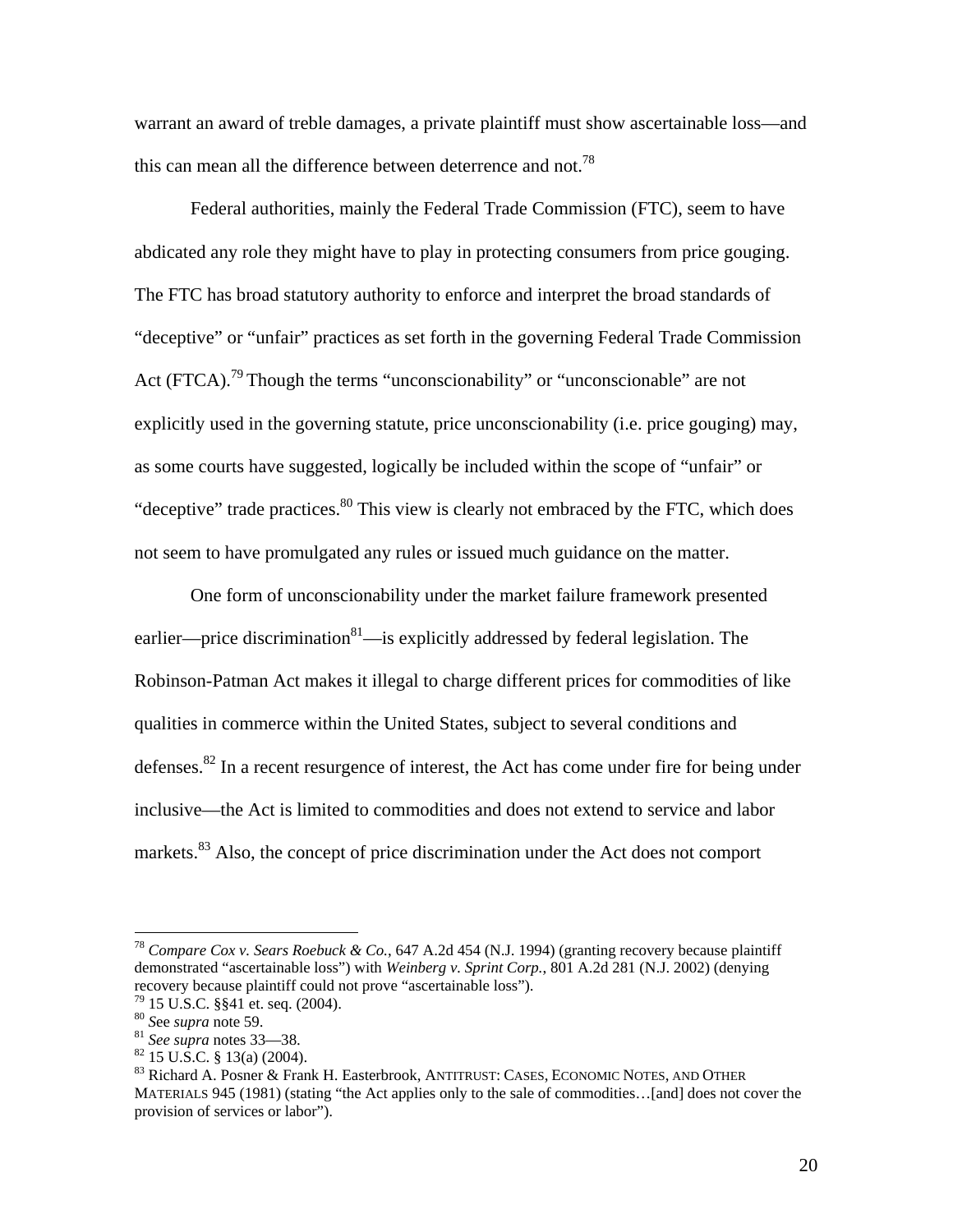warrant an award of treble damages, a private plaintiff must show ascertainable loss—and this can mean all the difference between deterrence and not.[78]

Federal authorities, mainly the Federal Trade Commission (FTC), seem to have abdicated any role they might have to play in protecting consumers from price gouging. The FTC has broad statutory authority to enforce and interpret the broad standards of "deceptive" or "unfair" practices as set forth in the governing Federal Trade Commission Act (FTCA).[79] Though the terms "unconscionability" or "unconscionable" are not explicitly used in the governing statute, price unconscionability (i.e. price gouging) may, as some courts have suggested, logically be included within the scope of "unfair" or "deceptive" trade practices.[80] This view is clearly not embraced by the FTC, which does not seem to have promulgated any rules or issued much guidance on the matter.

One form of unconscionability under the market failure framework presented earlier—price discrimination[81]—is explicitly addressed by federal legislation. The Robinson-Patman Act makes it illegal to charge different prices for commodities of like qualities in commerce within the United States, subject to several conditions and defenses.[82] In a recent resurgence of interest, the Act has come under fire for being under inclusive—the Act is limited to commodities and does not extend to service and labor markets.[83] Also, the concept of price discrimination under the Act does not comport

---

[78] *Compare Cox v. Sears Roebuck & Co.*, 647 A.2d 454 (N.J. 1994) (granting recovery because plaintiff demonstrated "ascertainable loss") with *Weinberg v. Sprint Corp.*, 801 A.2d 281 (N.J. 2002) (denying recovery because plaintiff could not prove "ascertainable loss").

[79] 15 U.S.C. §§41 et. seq. (2004).

[80] *S*ee *supra* note 59.

[81] *See supra* notes 33—38.

[82] 15 U.S.C. § 13(a) (2004).

[83] Richard A. Posner & Frank H. Easterbrook, ANTITRUST: CASES, ECONOMIC NOTES, AND OTHER MATERIALS 945 (1981) (stating "the Act applies only to the sale of commodities…[and] does not cover the provision of services or labor").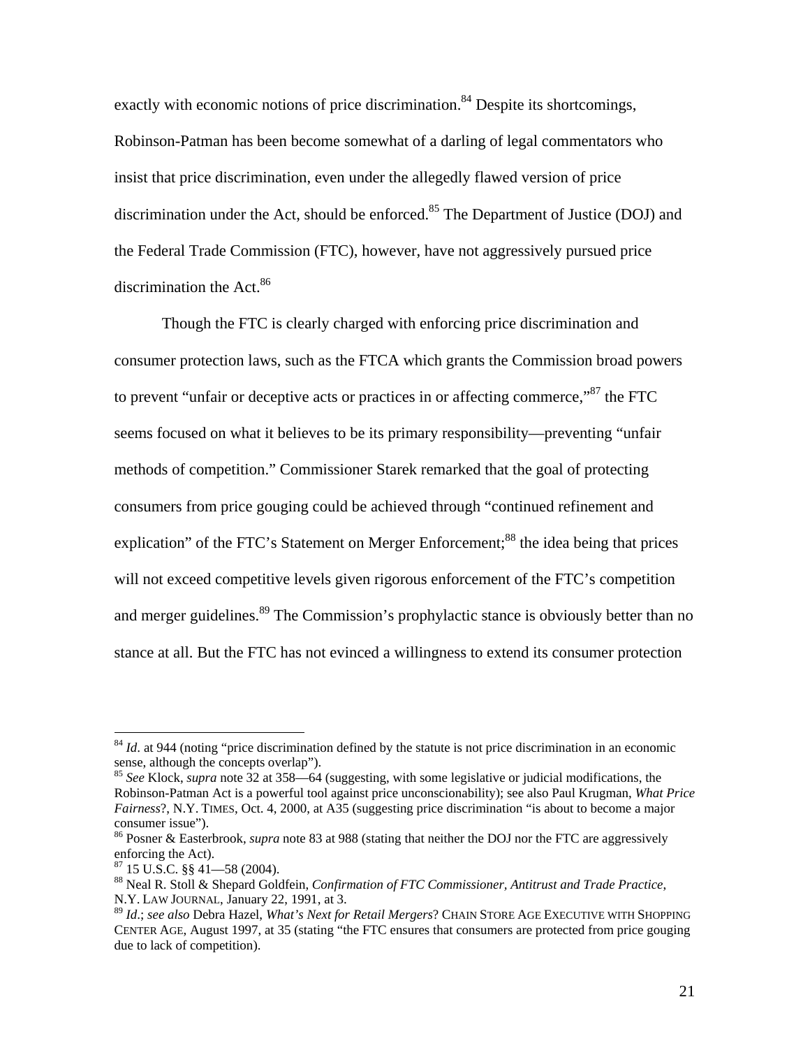exactly with economic notions of price discrimination.[84] Despite its shortcomings, Robinson-Patman has been become somewhat of a darling of legal commentators who insist that price discrimination, even under the allegedly flawed version of price discrimination under the Act, should be enforced.[85] The Department of Justice (DOJ) and the Federal Trade Commission (FTC), however, have not aggressively pursued price discrimination the Act.[86]

Though the FTC is clearly charged with enforcing price discrimination and consumer protection laws, such as the FTCA which grants the Commission broad powers to prevent "unfair or deceptive acts or practices in or affecting commerce,"[87] the FTC seems focused on what it believes to be its primary responsibility—preventing "unfair methods of competition." Commissioner Starek remarked that the goal of protecting consumers from price gouging could be achieved through "continued refinement and explication" of the FTC's Statement on Merger Enforcement;[88] the idea being that prices will not exceed competitive levels given rigorous enforcement of the FTC's competition and merger guidelines.[89] The Commission's prophylactic stance is obviously better than no stance at all. But the FTC has not evinced a willingness to extend its consumer protection

---

[84] *Id*. at 944 (noting "price discrimination defined by the statute is not price discrimination in an economic sense, although the concepts overlap").

[85] *See* Klock, *supra* note 32 at 358—64 (suggesting, with some legislative or judicial modifications, the Robinson-Patman Act is a powerful tool against price unconscionability); see also Paul Krugman, *What Price Fairness*?, N.Y. TIMES, Oct. 4, 2000, at A35 (suggesting price discrimination "is about to become a major consumer issue").

[86] Posner & Easterbrook, *supra* note 83 at 988 (stating that neither the DOJ nor the FTC are aggressively enforcing the Act).

[87] 15 U.S.C. §§ 41—58 (2004).

[88] Neal R. Stoll & Shepard Goldfein, *Confirmation of FTC Commissioner, Antitrust and Trade Practice*, N.Y. LAW JOURNAL, January 22, 1991, at 3.

[89] *Id*.; *see also* Debra Hazel, *What's Next for Retail Mergers*? CHAIN STORE AGE EXECUTIVE WITH SHOPPING CENTER AGE, August 1997, at 35 (stating "the FTC ensures that consumers are protected from price gouging due to lack of competition).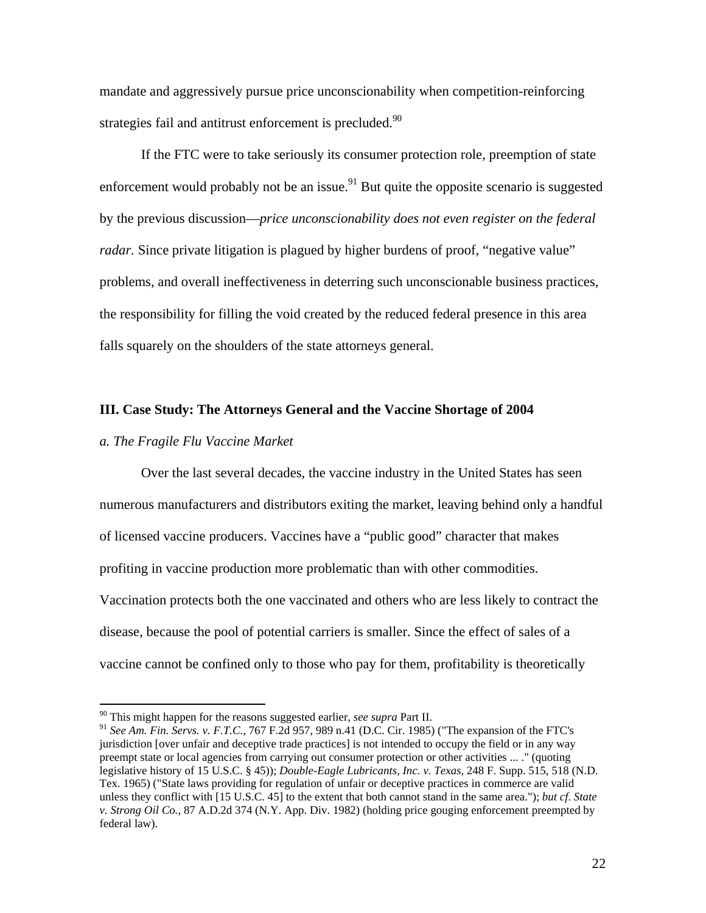mandate and aggressively pursue price unconscionability when competition-reinforcing strategies fail and antitrust enforcement is precluded.[90]

If the FTC were to take seriously its consumer protection role, preemption of state enforcement would probably not be an issue.[91] But quite the opposite scenario is suggested by the previous discussion—*price unconscionability does not even register on the federal radar.* Since private litigation is plagued by higher burdens of proof, "negative value" problems, and overall ineffectiveness in deterring such unconscionable business practices, the responsibility for filling the void created by the reduced federal presence in this area falls squarely on the shoulders of the state attorneys general.

## III. Case Study: The Attorneys General and the Vaccine Shortage of 2004

### *a. The Fragile Flu Vaccine Market*

Over the last several decades, the vaccine industry in the United States has seen numerous manufacturers and distributors exiting the market, leaving behind only a handful of licensed vaccine producers. Vaccines have a "public good" character that makes profiting in vaccine production more problematic than with other commodities. Vaccination protects both the one vaccinated and others who are less likely to contract the disease, because the pool of potential carriers is smaller. Since the effect of sales of a vaccine cannot be confined only to those who pay for them, profitability is theoretically

---

[90] This might happen for the reasons suggested earlier, *see supra* Part II.

[91] *See Am. Fin. Servs. v. F.T.C.*, 767 F.2d 957, 989 n.41 (D.C. Cir. 1985) ("The expansion of the FTC's jurisdiction [over unfair and deceptive trade practices] is not intended to occupy the field or in any way preempt state or local agencies from carrying out consumer protection or other activities ... ." (quoting legislative history of 15 U.S.C. § 45)); *Double-Eagle Lubricants, Inc. v. Texas*, 248 F. Supp. 515, 518 (N.D. Tex. 1965) ("State laws providing for regulation of unfair or deceptive practices in commerce are valid unless they conflict with [15 U.S.C. 45] to the extent that both cannot stand in the same area."); *but cf. State v. Strong Oil Co.*, 87 A.D.2d 374 (N.Y. App. Div. 1982) (holding price gouging enforcement preempted by federal law).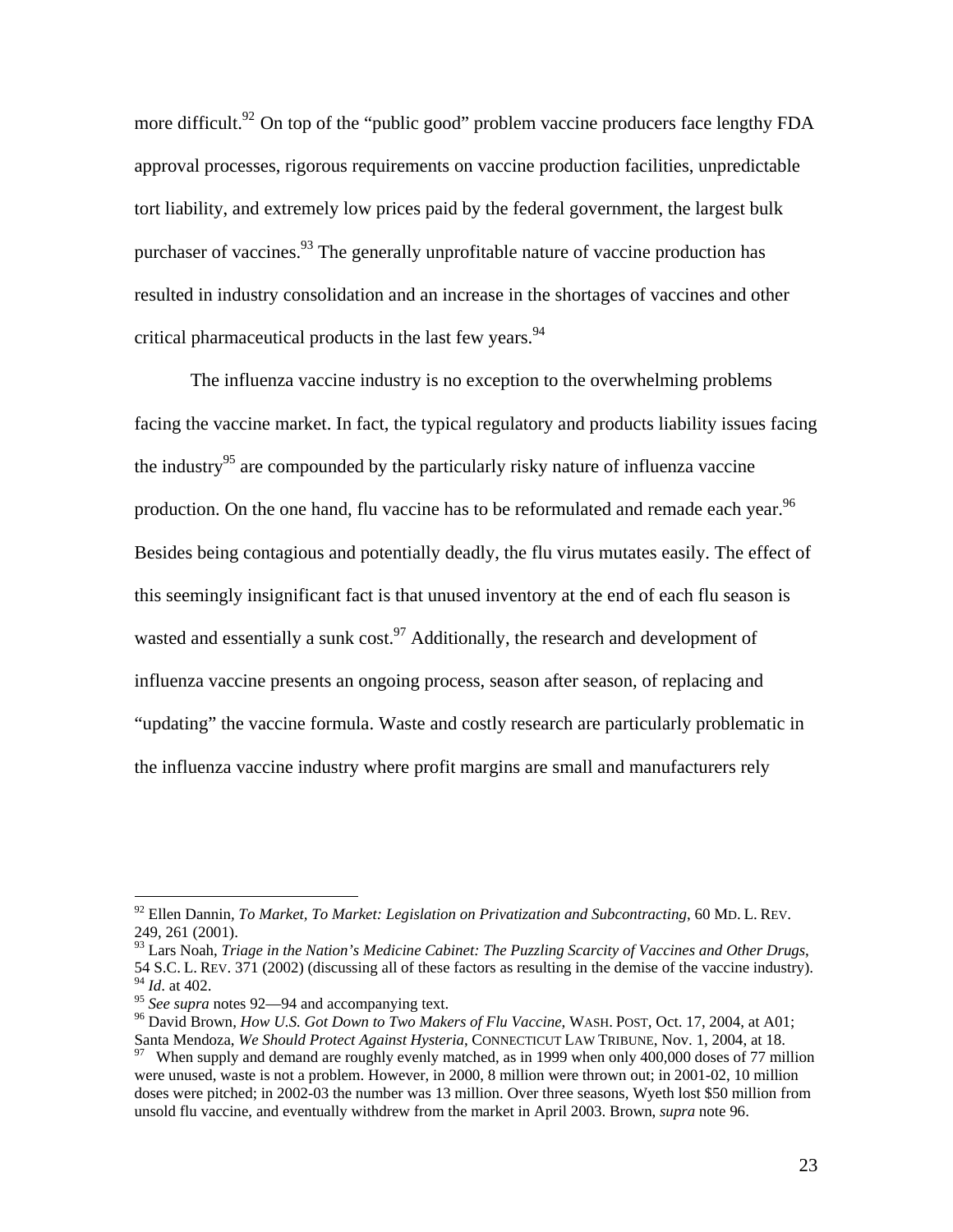more difficult.[92] On top of the "public good" problem vaccine producers face lengthy FDA approval processes, rigorous requirements on vaccine production facilities, unpredictable tort liability, and extremely low prices paid by the federal government, the largest bulk purchaser of vaccines.[93] The generally unprofitable nature of vaccine production has resulted in industry consolidation and an increase in the shortages of vaccines and other critical pharmaceutical products in the last few years.[94]

The influenza vaccine industry is no exception to the overwhelming problems facing the vaccine market. In fact, the typical regulatory and products liability issues facing the industry[95] are compounded by the particularly risky nature of influenza vaccine production. On the one hand, flu vaccine has to be reformulated and remade each year.[96] Besides being contagious and potentially deadly, the flu virus mutates easily. The effect of this seemingly insignificant fact is that unused inventory at the end of each flu season is wasted and essentially a sunk cost.[97] Additionally, the research and development of influenza vaccine presents an ongoing process, season after season, of replacing and "updating" the vaccine formula. Waste and costly research are particularly problematic in the influenza vaccine industry where profit margins are small and manufacturers rely

---

[92] Ellen Dannin, *To Market, To Market: Legislation on Privatization and Subcontracting*, 60 MD. L. REV. 249, 261 (2001).

[93] Lars Noah, *Triage in the Nation's Medicine Cabinet: The Puzzling Scarcity of Vaccines and Other Drugs*, 54 S.C. L. REV. 371 (2002) (discussing all of these factors as resulting in the demise of the vaccine industry).

[94] *Id*. at 402.

[95] *See supra* notes 92—94 and accompanying text.

[96] David Brown, *How U.S. Got Down to Two Makers of Flu Vaccine*, WASH. POST, Oct. 17, 2004, at A01; Santa Mendoza, *We Should Protect Against Hysteria*, CONNECTICUT LAW TRIBUNE, Nov. 1, 2004, at 18.

[97] When supply and demand are roughly evenly matched, as in 1999 when only 400,000 doses of 77 million were unused, waste is not a problem. However, in 2000, 8 million were thrown out; in 2001-02, 10 million doses were pitched; in 2002-03 the number was 13 million. Over three seasons, Wyeth lost $50 million from unsold flu vaccine, and eventually withdrew from the market in April 2003. Brown, *supra* note 96.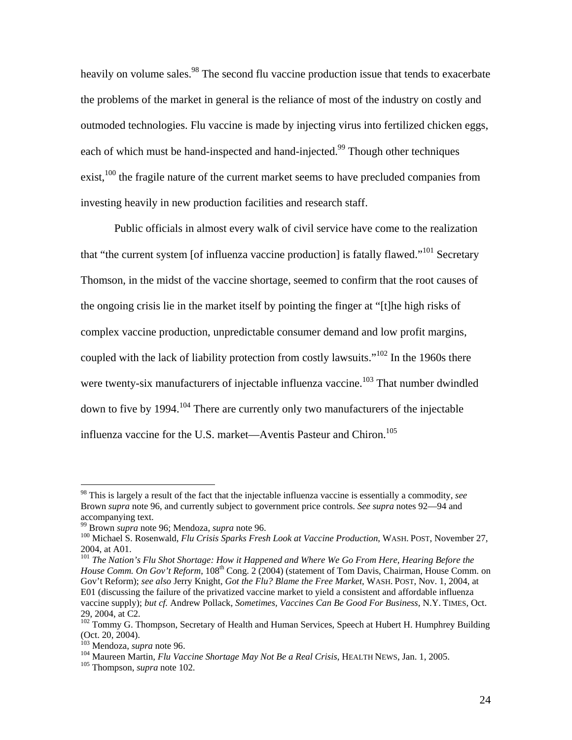heavily on volume sales.[98] The second flu vaccine production issue that tends to exacerbate the problems of the market in general is the reliance of most of the industry on costly and outmoded technologies. Flu vaccine is made by injecting virus into fertilized chicken eggs, each of which must be hand-inspected and hand-injected.[99] Though other techniques exist,[100] the fragile nature of the current market seems to have precluded companies from investing heavily in new production facilities and research staff.

Public officials in almost every walk of civil service have come to the realization that "the current system [of influenza vaccine production] is fatally flawed."[101] Secretary Thomson, in the midst of the vaccine shortage, seemed to confirm that the root causes of the ongoing crisis lie in the market itself by pointing the finger at "[t]he high risks of complex vaccine production, unpredictable consumer demand and low profit margins, coupled with the lack of liability protection from costly lawsuits."[102] In the 1960s there were twenty-six manufacturers of injectable influenza vaccine.[103] That number dwindled down to five by 1994.[104] There are currently only two manufacturers of the injectable influenza vaccine for the U.S. market—Aventis Pasteur and Chiron.[105]

---

[98] This is largely a result of the fact that the injectable influenza vaccine is essentially a commodity, *see* Brown *supra* note 96, and currently subject to government price controls. *See supra* notes 92—94 and accompanying text.

[99] Brown *supra* note 96; Mendoza, *supra* note 96.

[100] Michael S. Rosenwald, *Flu Crisis Sparks Fresh Look at Vaccine Production*, WASH. POST, November 27, 2004, at A01.

[101] *The Nation's Flu Shot Shortage: How it Happened and Where We Go From Here, Hearing Before the House Comm. On Gov't Reform*, 108th Cong. 2 (2004) (statement of Tom Davis, Chairman, House Comm. on Gov't Reform); *see also* Jerry Knight, *Got the Flu? Blame the Free Market*, WASH. POST, Nov. 1, 2004, at E01 (discussing the failure of the privatized vaccine market to yield a consistent and affordable influenza vaccine supply); *but cf.* Andrew Pollack, *Sometimes, Vaccines Can Be Good For Business*, N.Y. TIMES, Oct. 29, 2004, at C2.

[102] Tommy G. Thompson, Secretary of Health and Human Services, Speech at Hubert H. Humphrey Building (Oct. 20, 2004).

[103] Mendoza, *supra* note 96.

[104] Maureen Martin, *Flu Vaccine Shortage May Not Be a Real Crisis*, HEALTH NEWS, Jan. 1, 2005.

[105] Thompson, *supra* note 102.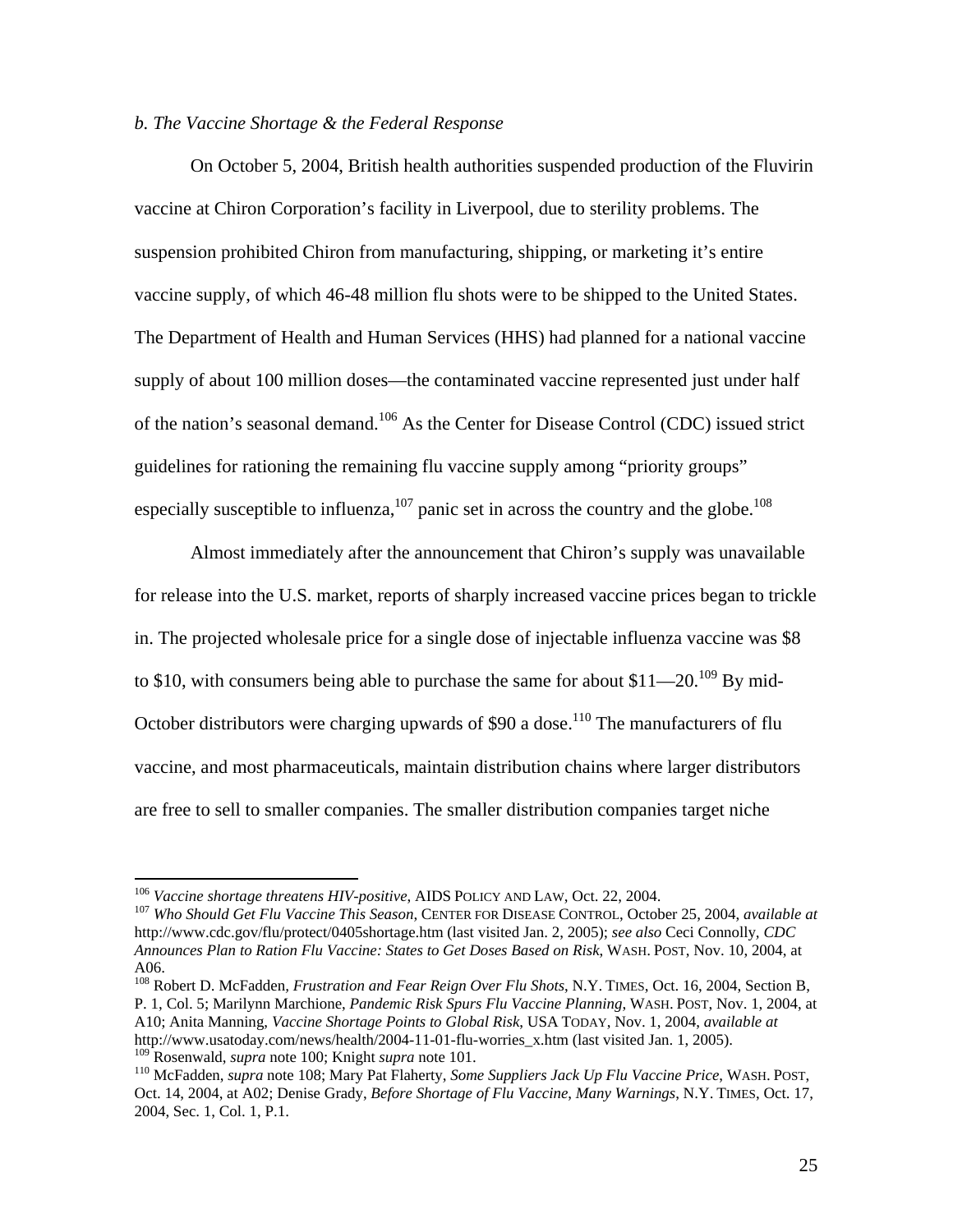*b. The Vaccine Shortage & the Federal Response*

On October 5, 2004, British health authorities suspended production of the Fluvirin vaccine at Chiron Corporation's facility in Liverpool, due to sterility problems. The suspension prohibited Chiron from manufacturing, shipping, or marketing it's entire vaccine supply, of which 46-48 million flu shots were to be shipped to the United States. The Department of Health and Human Services (HHS) had planned for a national vaccine supply of about 100 million doses—the contaminated vaccine represented just under half of the nation's seasonal demand.[106] As the Center for Disease Control (CDC) issued strict guidelines for rationing the remaining flu vaccine supply among "priority groups" especially susceptible to influenza,[107] panic set in across the country and the globe.[108]

Almost immediately after the announcement that Chiron's supply was unavailable for release into the U.S. market, reports of sharply increased vaccine prices began to trickle in. The projected wholesale price for a single dose of injectable influenza vaccine was $8 to $10, with consumers being able to purchase the same for about $11—20.[109] By mid-October distributors were charging upwards of $90 a dose.[110] The manufacturers of flu vaccine, and most pharmaceuticals, maintain distribution chains where larger distributors are free to sell to smaller companies. The smaller distribution companies target niche

---

[106] *Vaccine shortage threatens HIV-positive*, AIDS POLICY AND LAW, Oct. 22, 2004.

[107] *Who Should Get Flu Vaccine This Season*, CENTER FOR DISEASE CONTROL, October 25, 2004, *available at* http://www.cdc.gov/flu/protect/0405shortage.htm (last visited Jan. 2, 2005); *see also* Ceci Connolly, *CDC Announces Plan to Ration Flu Vaccine: States to Get Doses Based on Risk*, WASH. POST, Nov. 10, 2004, at A06.

[108] Robert D. McFadden, *Frustration and Fear Reign Over Flu Shots*, N.Y. TIMES, Oct. 16, 2004, Section B, P. 1, Col. 5; Marilynn Marchione, *Pandemic Risk Spurs Flu Vaccine Planning*, WASH. POST, Nov. 1, 2004, at A10; Anita Manning, *Vaccine Shortage Points to Global Risk*, USA TODAY, Nov. 1, 2004, *available at* http://www.usatoday.com/news/health/2004-11-01-flu-worries_x.htm (last visited Jan. 1, 2005).

[109] Rosenwald, *supra* note 100; Knight *supra* note 101.

[110] McFadden, *supra* note 108; Mary Pat Flaherty, *Some Suppliers Jack Up Flu Vaccine Price*, WASH. POST, Oct. 14, 2004, at A02; Denise Grady, *Before Shortage of Flu Vaccine, Many Warnings*, N.Y. TIMES, Oct. 17, 2004, Sec. 1, Col. 1, P.1.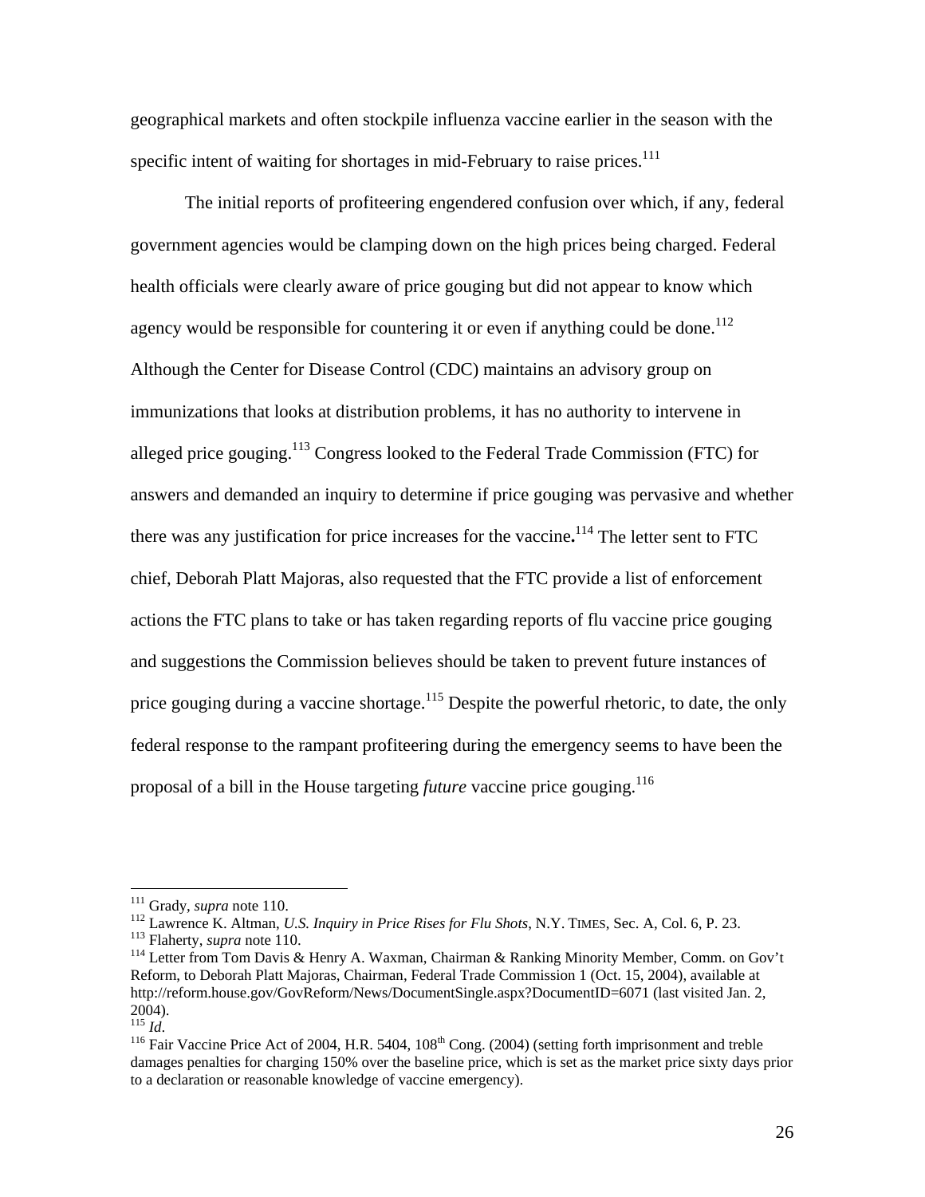geographical markets and often stockpile influenza vaccine earlier in the season with the specific intent of waiting for shortages in mid-February to raise prices.[111]

The initial reports of profiteering engendered confusion over which, if any, federal government agencies would be clamping down on the high prices being charged. Federal health officials were clearly aware of price gouging but did not appear to know which agency would be responsible for countering it or even if anything could be done.[112] Although the Center for Disease Control (CDC) maintains an advisory group on immunizations that looks at distribution problems, it has no authority to intervene in alleged price gouging.[113] Congress looked to the Federal Trade Commission (FTC) for answers and demanded an inquiry to determine if price gouging was pervasive and whether there was any justification for price increases for the vaccine**.**[114] The letter sent to FTC chief, Deborah Platt Majoras, also requested that the FTC provide a list of enforcement actions the FTC plans to take or has taken regarding reports of flu vaccine price gouging and suggestions the Commission believes should be taken to prevent future instances of price gouging during a vaccine shortage.[115] Despite the powerful rhetoric, to date, the only federal response to the rampant profiteering during the emergency seems to have been the proposal of a bill in the House targeting *future* vaccine price gouging.[116]

---

[111] Grady, *supra* note 110.

[112] Lawrence K. Altman, *U.S. Inquiry in Price Rises for Flu Shots*, N.Y. TIMES, Sec. A, Col. 6, P. 23.

[113] Flaherty, *supra* note 110.

[114] Letter from Tom Davis & Henry A. Waxman, Chairman & Ranking Minority Member, Comm. on Gov't Reform, to Deborah Platt Majoras, Chairman, Federal Trade Commission 1 (Oct. 15, 2004), available at http://reform.house.gov/GovReform/News/DocumentSingle.aspx?DocumentID=6071 (last visited Jan. 2, 2004).

[115] *Id*.

[116] Fair Vaccine Price Act of 2004, H.R. 5404, 108th Cong. (2004) (setting forth imprisonment and treble damages penalties for charging 150% over the baseline price, which is set as the market price sixty days prior to a declaration or reasonable knowledge of vaccine emergency).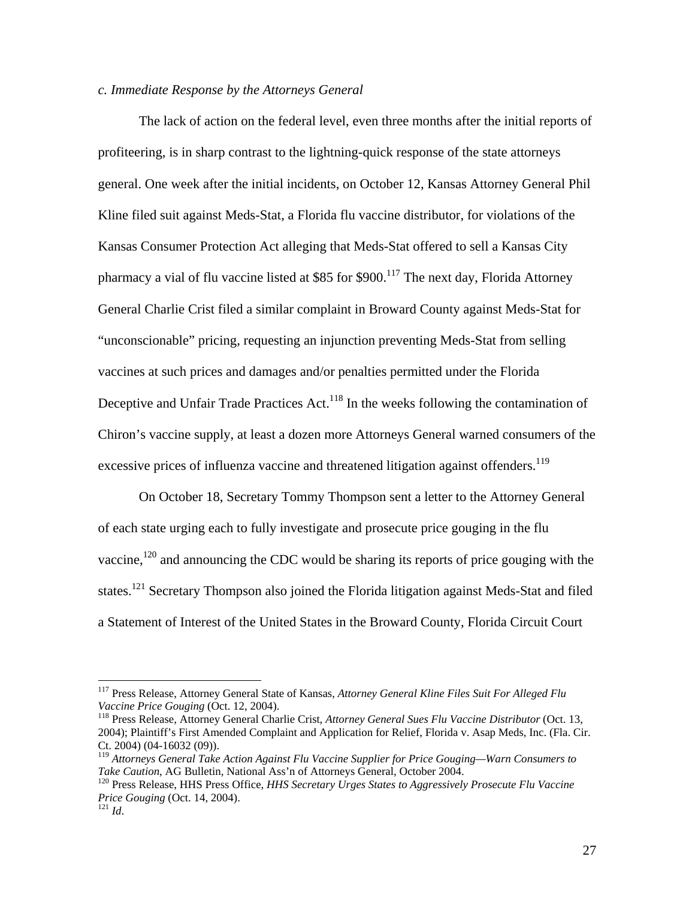*c. Immediate Response by the Attorneys General*

The lack of action on the federal level, even three months after the initial reports of profiteering, is in sharp contrast to the lightning-quick response of the state attorneys general. One week after the initial incidents, on October 12, Kansas Attorney General Phil Kline filed suit against Meds-Stat, a Florida flu vaccine distributor, for violations of the Kansas Consumer Protection Act alleging that Meds-Stat offered to sell a Kansas City pharmacy a vial of flu vaccine listed at $85 for $900.[117] The next day, Florida Attorney General Charlie Crist filed a similar complaint in Broward County against Meds-Stat for "unconscionable" pricing, requesting an injunction preventing Meds-Stat from selling vaccines at such prices and damages and/or penalties permitted under the Florida Deceptive and Unfair Trade Practices Act.[118] In the weeks following the contamination of Chiron's vaccine supply, at least a dozen more Attorneys General warned consumers of the excessive prices of influenza vaccine and threatened litigation against offenders.[119]

On October 18, Secretary Tommy Thompson sent a letter to the Attorney General of each state urging each to fully investigate and prosecute price gouging in the flu vaccine,[120] and announcing the CDC would be sharing its reports of price gouging with the states.[121] Secretary Thompson also joined the Florida litigation against Meds-Stat and filed a Statement of Interest of the United States in the Broward County, Florida Circuit Court

---

[117] Press Release, Attorney General State of Kansas, *Attorney General Kline Files Suit For Alleged Flu Vaccine Price Gouging* (Oct. 12, 2004).

[118] Press Release, Attorney General Charlie Crist, *Attorney General Sues Flu Vaccine Distributor* (Oct. 13, 2004); Plaintiff's First Amended Complaint and Application for Relief, Florida v. Asap Meds, Inc. (Fla. Cir. Ct. 2004) (04-16032 (09)).

[119] *Attorneys General Take Action Against Flu Vaccine Supplier for Price Gouging—Warn Consumers to Take Caution*, AG Bulletin, National Ass'n of Attorneys General, October 2004.

[120] Press Release, HHS Press Office, *HHS Secretary Urges States to Aggressively Prosecute Flu Vaccine Price Gouging* (Oct. 14, 2004).

[121] *Id*.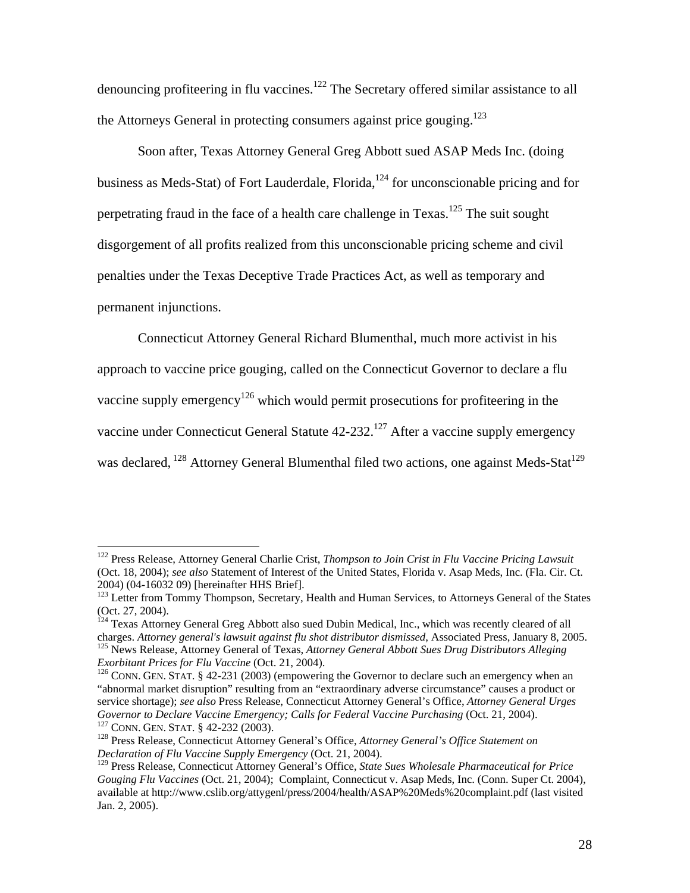denouncing profiteering in flu vaccines.[122] The Secretary offered similar assistance to all the Attorneys General in protecting consumers against price gouging.[123]

Soon after, Texas Attorney General Greg Abbott sued ASAP Meds Inc. (doing business as Meds-Stat) of Fort Lauderdale, Florida,[124] for unconscionable pricing and for perpetrating fraud in the face of a health care challenge in Texas.[125] The suit sought disgorgement of all profits realized from this unconscionable pricing scheme and civil penalties under the Texas Deceptive Trade Practices Act, as well as temporary and permanent injunctions.

Connecticut Attorney General Richard Blumenthal, much more activist in his approach to vaccine price gouging, called on the Connecticut Governor to declare a flu vaccine supply emergency[126] which would permit prosecutions for profiteering in the vaccine under Connecticut General Statute 42-232.[127] After a vaccine supply emergency was declared, [128] Attorney General Blumenthal filed two actions, one against Meds-Stat[129]

---

[122] Press Release, Attorney General Charlie Crist, *Thompson to Join Crist in Flu Vaccine Pricing Lawsuit* (Oct. 18, 2004); *see also* Statement of Interest of the United States, Florida v. Asap Meds, Inc. (Fla. Cir. Ct. 2004) (04-16032 09) [hereinafter HHS Brief].

[123] Letter from Tommy Thompson, Secretary, Health and Human Services, to Attorneys General of the States (Oct. 27, 2004).

[124] Texas Attorney General Greg Abbott also sued Dubin Medical, Inc., which was recently cleared of all charges. *Attorney general's lawsuit against flu shot distributor dismissed*, Associated Press, January 8, 2005.

[125] News Release, Attorney General of Texas, *Attorney General Abbott Sues Drug Distributors Alleging Exorbitant Prices for Flu Vaccine* (Oct. 21, 2004).

[126] CONN. GEN. STAT. § 42-231 (2003) (empowering the Governor to declare such an emergency when an "abnormal market disruption" resulting from an "extraordinary adverse circumstance" causes a product or service shortage); *see also* Press Release, Connecticut Attorney General's Office, *Attorney General Urges Governor to Declare Vaccine Emergency; Calls for Federal Vaccine Purchasing* (Oct. 21, 2004).

[127] CONN. GEN. STAT. § 42-232 (2003).

[128] Press Release, Connecticut Attorney General's Office, *Attorney General's Office Statement on Declaration of Flu Vaccine Supply Emergency* (Oct. 21, 2004).

[129] Press Release, Connecticut Attorney General's Office, *State Sues Wholesale Pharmaceutical for Price Gouging Flu Vaccines* (Oct. 21, 2004); Complaint, Connecticut v. Asap Meds, Inc. (Conn. Super Ct. 2004), available at http://www.cslib.org/attygenl/press/2004/health/ASAP%20Meds%20complaint.pdf (last visited Jan. 2, 2005).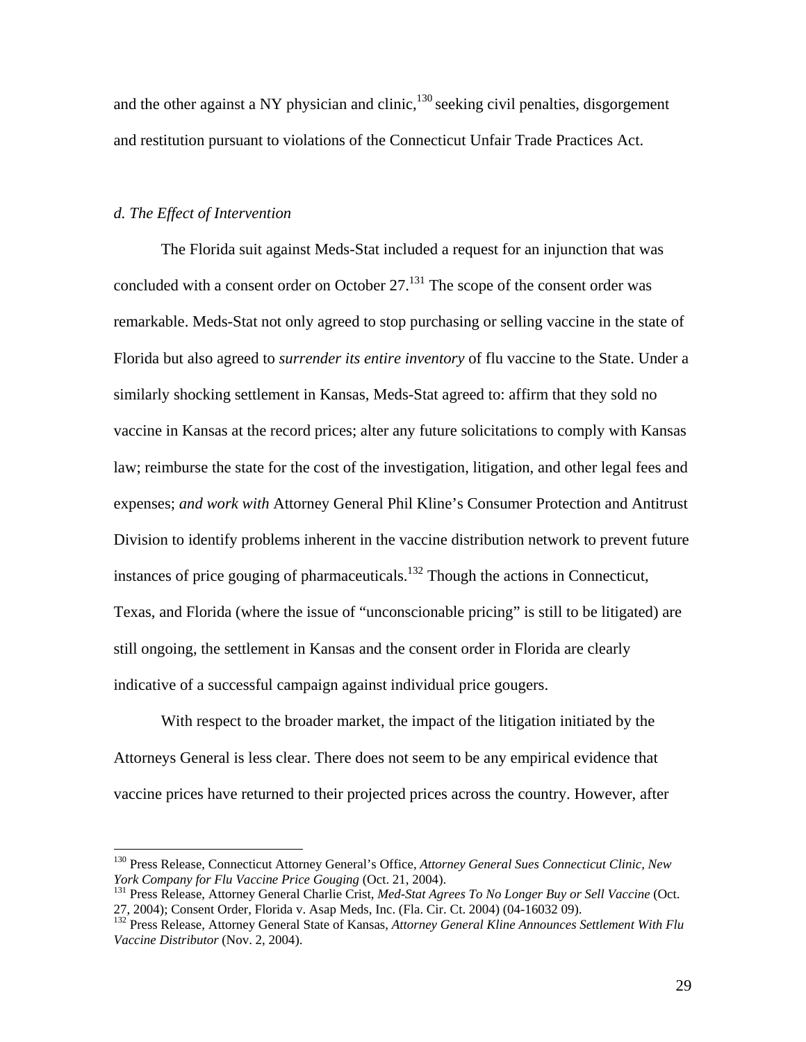and the other against a NY physician and clinic,[130] seeking civil penalties, disgorgement and restitution pursuant to violations of the Connecticut Unfair Trade Practices Act.

*d. The Effect of Intervention*

The Florida suit against Meds-Stat included a request for an injunction that was concluded with a consent order on October 27.[131] The scope of the consent order was remarkable. Meds-Stat not only agreed to stop purchasing or selling vaccine in the state of Florida but also agreed to *surrender its entire inventory* of flu vaccine to the State. Under a similarly shocking settlement in Kansas, Meds-Stat agreed to: affirm that they sold no vaccine in Kansas at the record prices; alter any future solicitations to comply with Kansas law; reimburse the state for the cost of the investigation, litigation, and other legal fees and expenses; *and work with* Attorney General Phil Kline's Consumer Protection and Antitrust Division to identify problems inherent in the vaccine distribution network to prevent future instances of price gouging of pharmaceuticals.[132] Though the actions in Connecticut, Texas, and Florida (where the issue of "unconscionable pricing" is still to be litigated) are still ongoing, the settlement in Kansas and the consent order in Florida are clearly indicative of a successful campaign against individual price gougers.

With respect to the broader market, the impact of the litigation initiated by the Attorneys General is less clear. There does not seem to be any empirical evidence that vaccine prices have returned to their projected prices across the country. However, after

---

[130] Press Release, Connecticut Attorney General's Office, *Attorney General Sues Connecticut Clinic, New York Company for Flu Vaccine Price Gouging* (Oct. 21, 2004).

[131] Press Release, Attorney General Charlie Crist, *Med-Stat Agrees To No Longer Buy or Sell Vaccine* (Oct. 27, 2004); Consent Order, Florida v. Asap Meds, Inc. (Fla. Cir. Ct. 2004) (04-16032 09).

[132] Press Release, Attorney General State of Kansas, *Attorney General Kline Announces Settlement With Flu Vaccine Distributor* (Nov. 2, 2004).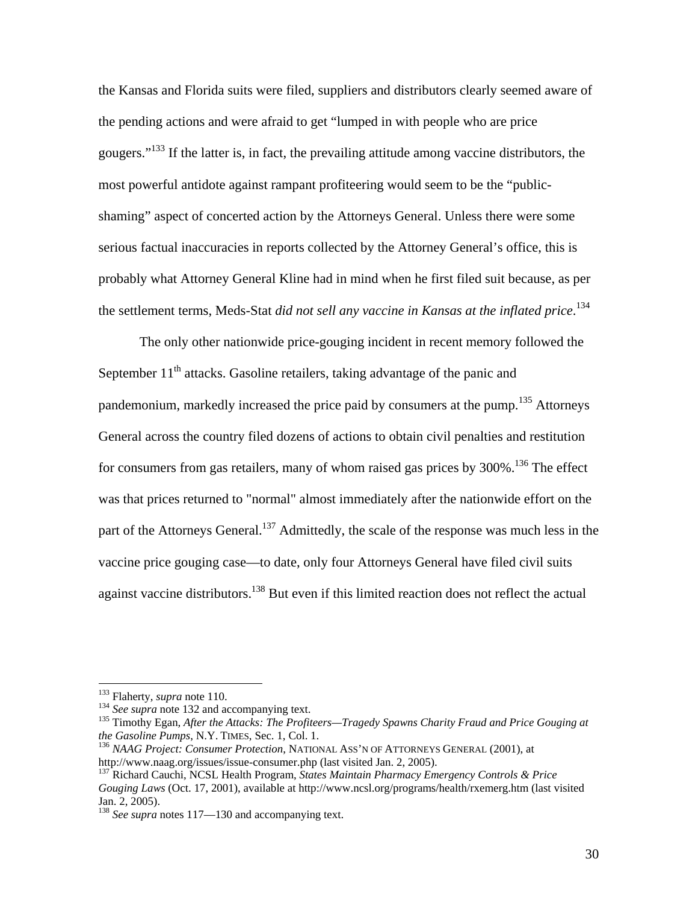the Kansas and Florida suits were filed, suppliers and distributors clearly seemed aware of the pending actions and were afraid to get "lumped in with people who are price gougers."[133] If the latter is, in fact, the prevailing attitude among vaccine distributors, the most powerful antidote against rampant profiteering would seem to be the "public-shaming" aspect of concerted action by the Attorneys General. Unless there were some serious factual inaccuracies in reports collected by the Attorney General's office, this is probably what Attorney General Kline had in mind when he first filed suit because, as per the settlement terms, Meds-Stat *did not sell any vaccine in Kansas at the inflated price*.[134]

The only other nationwide price-gouging incident in recent memory followed the September 11th attacks. Gasoline retailers, taking advantage of the panic and pandemonium, markedly increased the price paid by consumers at the pump.[135] Attorneys General across the country filed dozens of actions to obtain civil penalties and restitution for consumers from gas retailers, many of whom raised gas prices by 300%.[136] The effect was that prices returned to "normal" almost immediately after the nationwide effort on the part of the Attorneys General.[137] Admittedly, the scale of the response was much less in the vaccine price gouging case—to date, only four Attorneys General have filed civil suits against vaccine distributors.[138] But even if this limited reaction does not reflect the actual

---

[133] Flaherty, *supra* note 110.

[134] *See supra* note 132 and accompanying text.

[135] Timothy Egan, *After the Attacks: The Profiteers—Tragedy Spawns Charity Fraud and Price Gouging at the Gasoline Pumps*, N.Y. TIMES, Sec. 1, Col. 1.

[136] *NAAG Project: Consumer Protection*, NATIONAL ASS'N OF ATTORNEYS GENERAL (2001), at http://www.naag.org/issues/issue-consumer.php (last visited Jan. 2, 2005).

[137] Richard Cauchi, NCSL Health Program, *States Maintain Pharmacy Emergency Controls & Price Gouging Laws* (Oct. 17, 2001), available at http://www.ncsl.org/programs/health/rxemerg.htm (last visited Jan. 2, 2005).

[138] *See supra* notes 117—130 and accompanying text.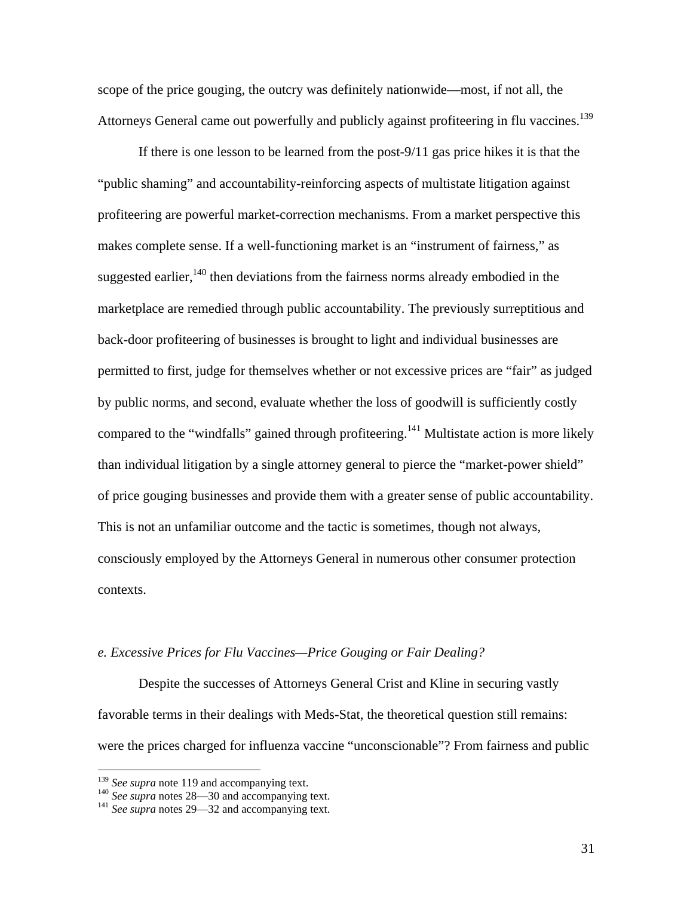scope of the price gouging, the outcry was definitely nationwide—most, if not all, the Attorneys General came out powerfully and publicly against profiteering in flu vaccines.[139]

If there is one lesson to be learned from the post-9/11 gas price hikes it is that the "public shaming" and accountability-reinforcing aspects of multistate litigation against profiteering are powerful market-correction mechanisms. From a market perspective this makes complete sense. If a well-functioning market is an "instrument of fairness," as suggested earlier,[140] then deviations from the fairness norms already embodied in the marketplace are remedied through public accountability. The previously surreptitious and back-door profiteering of businesses is brought to light and individual businesses are permitted to first, judge for themselves whether or not excessive prices are "fair" as judged by public norms, and second, evaluate whether the loss of goodwill is sufficiently costly compared to the "windfalls" gained through profiteering.[141] Multistate action is more likely than individual litigation by a single attorney general to pierce the "market-power shield" of price gouging businesses and provide them with a greater sense of public accountability. This is not an unfamiliar outcome and the tactic is sometimes, though not always, consciously employed by the Attorneys General in numerous other consumer protection contexts.

*e. Excessive Prices for Flu Vaccines—Price Gouging or Fair Dealing?*

Despite the successes of Attorneys General Crist and Kline in securing vastly favorable terms in their dealings with Meds-Stat, the theoretical question still remains: were the prices charged for influenza vaccine "unconscionable"? From fairness and public

[139] *See supra* note 119 and accompanying text.

[140] *See supra* notes 28—30 and accompanying text.

[141] *See supra* notes 29—32 and accompanying text.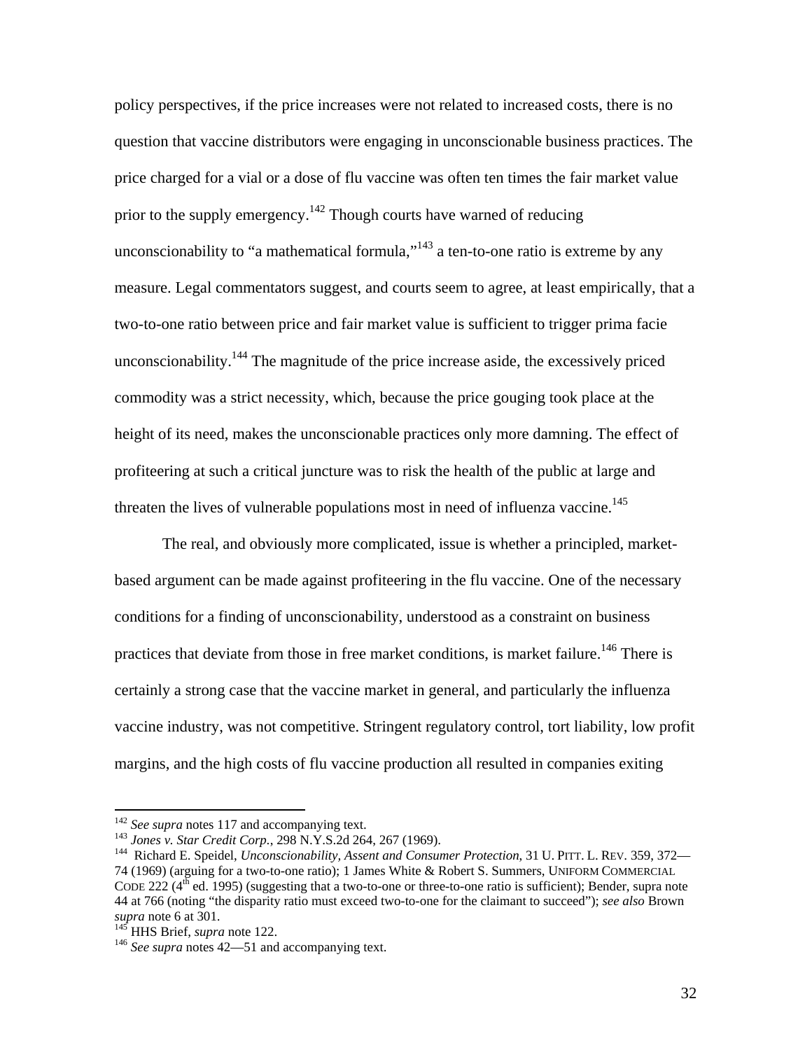policy perspectives, if the price increases were not related to increased costs, there is no question that vaccine distributors were engaging in unconscionable business practices. The price charged for a vial or a dose of flu vaccine was often ten times the fair market value prior to the supply emergency.[142] Though courts have warned of reducing unconscionability to "a mathematical formula,"[143] a ten-to-one ratio is extreme by any measure. Legal commentators suggest, and courts seem to agree, at least empirically, that a two-to-one ratio between price and fair market value is sufficient to trigger prima facie unconscionability.[144] The magnitude of the price increase aside, the excessively priced commodity was a strict necessity, which, because the price gouging took place at the height of its need, makes the unconscionable practices only more damning. The effect of profiteering at such a critical juncture was to risk the health of the public at large and threaten the lives of vulnerable populations most in need of influenza vaccine.[145]

The real, and obviously more complicated, issue is whether a principled, market-based argument can be made against profiteering in the flu vaccine. One of the necessary conditions for a finding of unconscionability, understood as a constraint on business practices that deviate from those in free market conditions, is market failure.[146] There is certainly a strong case that the vaccine market in general, and particularly the influenza vaccine industry, was not competitive. Stringent regulatory control, tort liability, low profit margins, and the high costs of flu vaccine production all resulted in companies exiting

---

[142] *See supra* notes 117 and accompanying text.

[143] *Jones v. Star Credit Corp.*, 298 N.Y.S.2d 264, 267 (1969).

[144] Richard E. Speidel, *Unconscionability, Assent and Consumer Protection*, 31 U. PITT. L. REV. 359, 372—74 (1969) (arguing for a two-to-one ratio); 1 James White & Robert S. Summers, UNIFORM COMMERCIAL CODE 222 (4th ed. 1995) (suggesting that a two-to-one or three-to-one ratio is sufficient); Bender, supra note 44 at 766 (noting "the disparity ratio must exceed two-to-one for the claimant to succeed"); *see also* Brown *supra* note 6 at 301.

[145] HHS Brief, *supra* note 122.

[146] *See supra* notes 42—51 and accompanying text.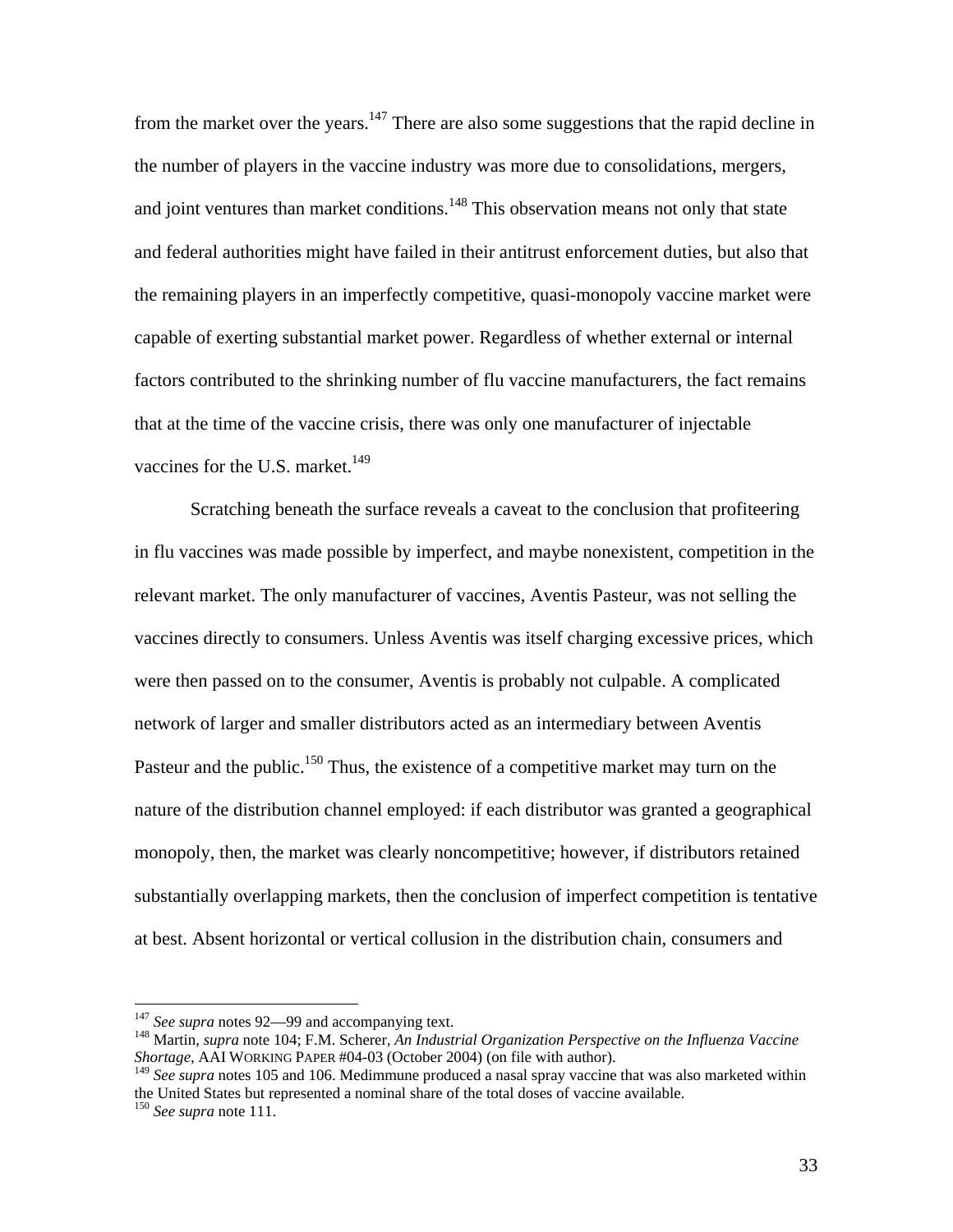from the market over the years.[147] There are also some suggestions that the rapid decline in the number of players in the vaccine industry was more due to consolidations, mergers, and joint ventures than market conditions.[148] This observation means not only that state and federal authorities might have failed in their antitrust enforcement duties, but also that the remaining players in an imperfectly competitive, quasi-monopoly vaccine market were capable of exerting substantial market power. Regardless of whether external or internal factors contributed to the shrinking number of flu vaccine manufacturers, the fact remains that at the time of the vaccine crisis, there was only one manufacturer of injectable vaccines for the U.S. market.[149]

Scratching beneath the surface reveals a caveat to the conclusion that profiteering in flu vaccines was made possible by imperfect, and maybe nonexistent, competition in the relevant market. The only manufacturer of vaccines, Aventis Pasteur, was not selling the vaccines directly to consumers. Unless Aventis was itself charging excessive prices, which were then passed on to the consumer, Aventis is probably not culpable. A complicated network of larger and smaller distributors acted as an intermediary between Aventis Pasteur and the public.[150] Thus, the existence of a competitive market may turn on the nature of the distribution channel employed: if each distributor was granted a geographical monopoly, then, the market was clearly noncompetitive; however, if distributors retained substantially overlapping markets, then the conclusion of imperfect competition is tentative at best. Absent horizontal or vertical collusion in the distribution chain, consumers and

---

[147] *See supra* notes 92—99 and accompanying text.

[148] Martin, *supra* note 104; F.M. Scherer, *An Industrial Organization Perspective on the Influenza Vaccine Shortage*, AAI WORKING PAPER #04-03 (October 2004) (on file with author).

[149] *See supra* notes 105 and 106. Medimmune produced a nasal spray vaccine that was also marketed within the United States but represented a nominal share of the total doses of vaccine available.

[150] *See supra* note 111.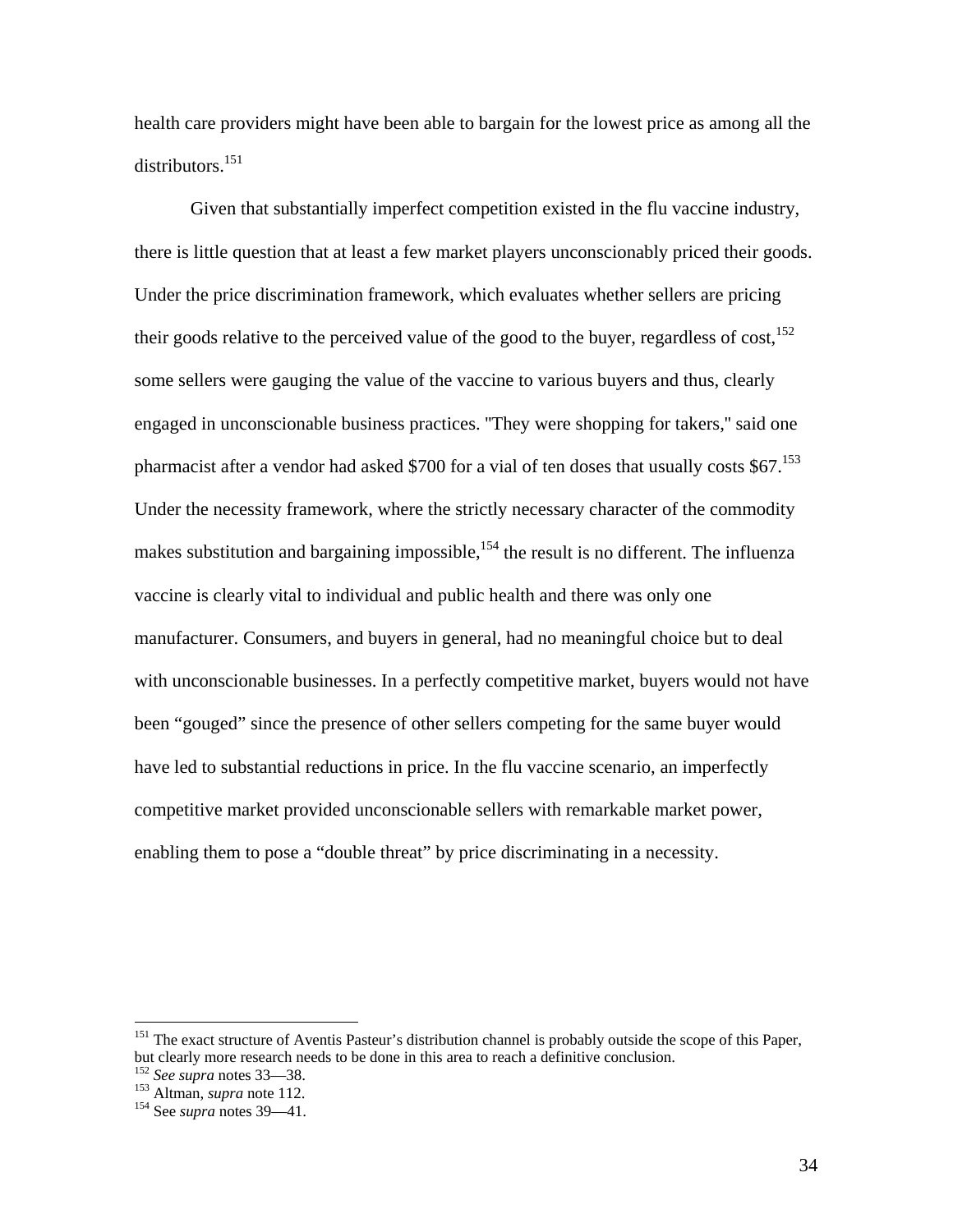health care providers might have been able to bargain for the lowest price as among all the distributors.[151]

Given that substantially imperfect competition existed in the flu vaccine industry, there is little question that at least a few market players unconscionably priced their goods. Under the price discrimination framework, which evaluates whether sellers are pricing their goods relative to the perceived value of the good to the buyer, regardless of cost,[152] some sellers were gauging the value of the vaccine to various buyers and thus, clearly engaged in unconscionable business practices. "They were shopping for takers," said one pharmacist after a vendor had asked $700 for a vial of ten doses that usually costs $67.[153] Under the necessity framework, where the strictly necessary character of the commodity makes substitution and bargaining impossible,[154] the result is no different. The influenza vaccine is clearly vital to individual and public health and there was only one manufacturer. Consumers, and buyers in general, had no meaningful choice but to deal with unconscionable businesses. In a perfectly competitive market, buyers would not have been "gouged" since the presence of other sellers competing for the same buyer would have led to substantial reductions in price. In the flu vaccine scenario, an imperfectly competitive market provided unconscionable sellers with remarkable market power, enabling them to pose a "double threat" by price discriminating in a necessity.

---

[151] The exact structure of Aventis Pasteur's distribution channel is probably outside the scope of this Paper, but clearly more research needs to be done in this area to reach a definitive conclusion.

[152] *See supra* notes 33—38.

[153] Altman, *supra* note 112.

[154] See *supra* notes 39—41.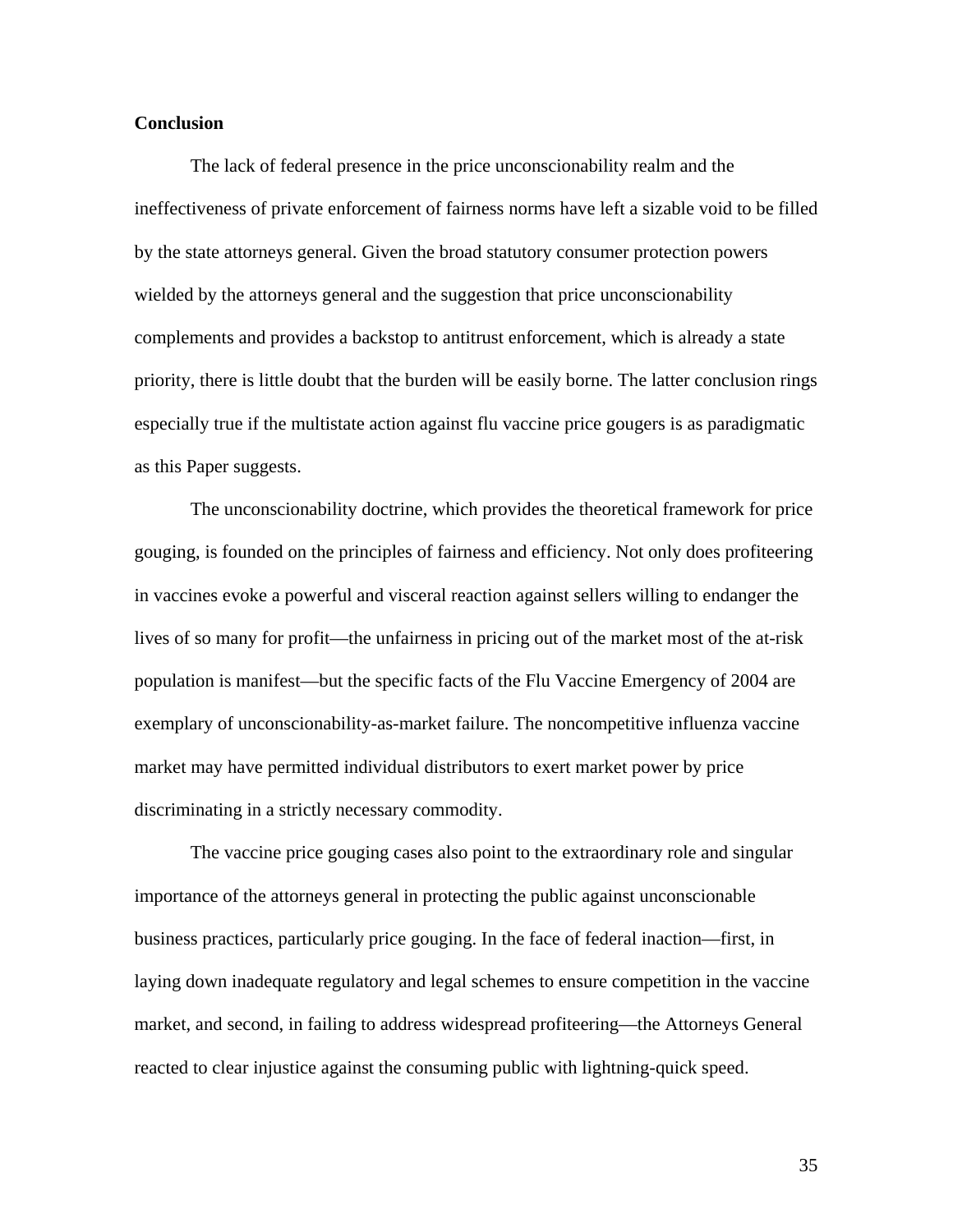**Conclusion**

The lack of federal presence in the price unconscionability realm and the ineffectiveness of private enforcement of fairness norms have left a sizable void to be filled by the state attorneys general. Given the broad statutory consumer protection powers wielded by the attorneys general and the suggestion that price unconscionability complements and provides a backstop to antitrust enforcement, which is already a state priority, there is little doubt that the burden will be easily borne. The latter conclusion rings especially true if the multistate action against flu vaccine price gougers is as paradigmatic as this Paper suggests.

The unconscionability doctrine, which provides the theoretical framework for price gouging, is founded on the principles of fairness and efficiency. Not only does profiteering in vaccines evoke a powerful and visceral reaction against sellers willing to endanger the lives of so many for profit—the unfairness in pricing out of the market most of the at-risk population is manifest—but the specific facts of the Flu Vaccine Emergency of 2004 are exemplary of unconscionability-as-market failure. The noncompetitive influenza vaccine market may have permitted individual distributors to exert market power by price discriminating in a strictly necessary commodity.

The vaccine price gouging cases also point to the extraordinary role and singular importance of the attorneys general in protecting the public against unconscionable business practices, particularly price gouging. In the face of federal inaction—first, in laying down inadequate regulatory and legal schemes to ensure competition in the vaccine market, and second, in failing to address widespread profiteering—the Attorneys General reacted to clear injustice against the consuming public with lightning-quick speed.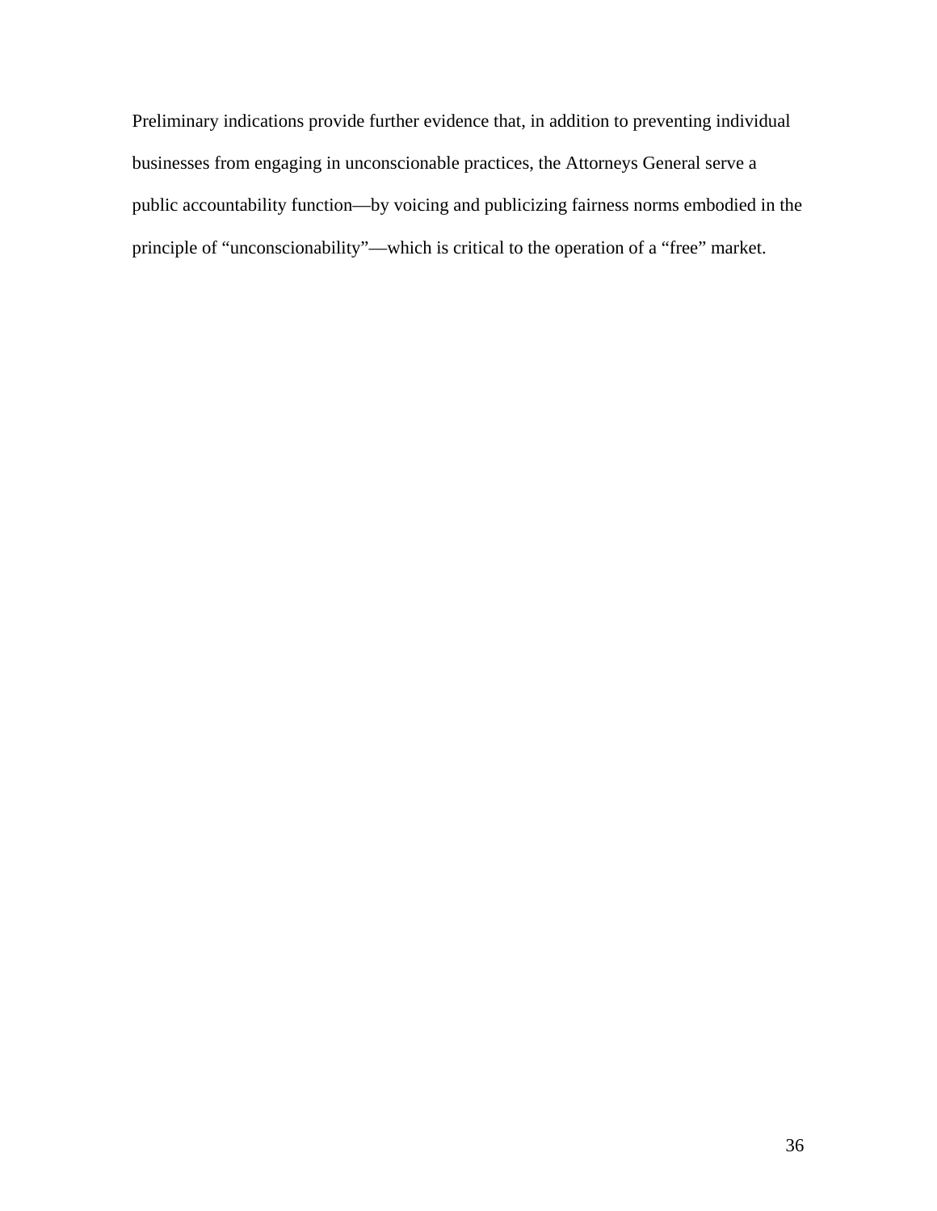Preliminary indications provide further evidence that, in addition to preventing individual businesses from engaging in unconscionable practices, the Attorneys General serve a public accountability function—by voicing and publicizing fairness norms embodied in the principle of "unconscionability"—which is critical to the operation of a "free" market.